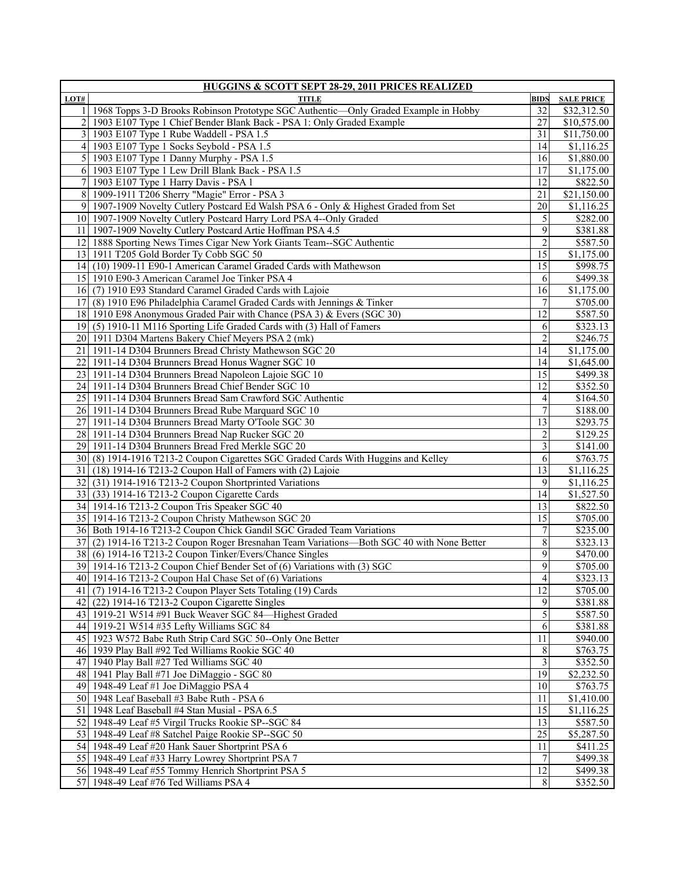| HUGGINS & SCOTT SEPT 28-29, 2011 PRICES REALIZED | | | |
|---|---|---|---|
| LOT# | TITLE | BIDS | SALE PRICE |
| 1 | 1968 Topps 3-D Brooks Robinson Prototype SGC Authentic—Only Graded Example in Hobby | 32 | $32,312.50 |
| 2 | 1903 E107 Type 1 Chief Bender Blank Back - PSA 1: Only Graded Example | 27 | $10,575.00 |
| 3 | 1903 E107 Type 1 Rube Waddell - PSA 1.5 | 31 | $11,750.00 |
| 4 | 1903 E107 Type 1 Socks Seybold - PSA 1.5 | 14 | $1,116.25 |
| 5 | 1903 E107 Type 1 Danny Murphy - PSA 1.5 | 16 | $1,880.00 |
| 6 | 1903 E107 Type 1 Lew Drill Blank Back - PSA 1.5 | 17 | $1,175.00 |
| 7 | 1903 E107 Type 1 Harry Davis - PSA 1 | 12 | $822.50 |
| 8 | 1909-1911 T206 Sherry "Magie" Error - PSA 3 | 21 | $21,150.00 |
| 9 | 1907-1909 Novelty Cutlery Postcard Ed Walsh PSA 6 - Only & Highest Graded from Set | 20 | $1,116.25 |
| 10 | 1907-1909 Novelty Cutlery Postcard Harry Lord PSA 4--Only Graded | 5 | $282.00 |
| 11 | 1907-1909 Novelty Cutlery Postcard Artie Hoffman PSA 4.5 | 9 | $381.88 |
| 12 | 1888 Sporting News Times Cigar New York Giants Team--SGC Authentic | 2 | $587.50 |
| 13 | 1911 T205 Gold Border Ty Cobb SGC 50 | 15 | $1,175.00 |
| 14 | (10) 1909-11 E90-1 American Caramel Graded Cards with Mathewson | 15 | $998.75 |
| 15 | 1910 E90-3 American Caramel Joe Tinker PSA 4 | 6 | $499.38 |
| 16 | (7) 1910 E93 Standard Caramel Graded Cards with Lajoie | 16 | $1,175.00 |
| 17 | (8) 1910 E96 Philadelphia Caramel Graded Cards with Jennings & Tinker | 7 | $705.00 |
| 18 | 1910 E98 Anonymous Graded Pair with Chance (PSA 3) & Evers (SGC 30) | 12 | $587.50 |
| 19 | (5) 1910-11 M116 Sporting Life Graded Cards with (3) Hall of Famers | 6 | $323.13 |
| 20 | 1911 D304 Martens Bakery Chief Meyers PSA 2 (mk) | 2 | $246.75 |
| 21 | 1911-14 D304 Brunners Bread Christy Mathewson SGC 20 | 14 | $1,175.00 |
| 22 | 1911-14 D304 Brunners Bread Honus Wagner SGC 10 | 14 | $1,645.00 |
| 23 | 1911-14 D304 Brunners Bread Napoleon Lajoie SGC 10 | 15 | $499.38 |
| 24 | 1911-14 D304 Brunners Bread Chief Bender SGC 10 | 12 | $352.50 |
| 25 | 1911-14 D304 Brunners Bread Sam Crawford SGC Authentic | 4 | $164.50 |
| 26 | 1911-14 D304 Brunners Bread Rube Marquard SGC 10 | 7 | $188.00 |
| 27 | 1911-14 D304 Brunners Bread Marty O'Toole SGC 30 | 13 | $293.75 |
| 28 | 1911-14 D304 Brunners Bread Nap Rucker SGC 20 | 2 | $129.25 |
| 29 | 1911-14 D304 Brunners Bread Fred Merkle SGC 20 | 3 | $141.00 |
| 30 | (8) 1914-1916 T213-2 Coupon Cigarettes SGC Graded Cards With Huggins and Kelley | 6 | $763.75 |
| 31 | (18) 1914-16 T213-2 Coupon Hall of Famers with (2) Lajoie | 13 | $1,116.25 |
| 32 | (31) 1914-1916 T213-2 Coupon Shortprinted Variations | 9 | $1,116.25 |
| 33 | (33) 1914-16 T213-2 Coupon Cigarette Cards | 14 | $1,527.50 |
| 34 | 1914-16 T213-2 Coupon Tris Speaker SGC 40 | 13 | $822.50 |
| 35 | 1914-16 T213-2 Coupon Christy Mathewson SGC 20 | 15 | $705.00 |
| 36 | Both 1914-16 T213-2 Coupon Chick Gandil SGC Graded Team Variations | 7 | $235.00 |
| 37 | (2) 1914-16 T213-2 Coupon Roger Bresnahan Team Variations—Both SGC 40 with None Better | 8 | $323.13 |
| 38 | (6) 1914-16 T213-2 Coupon Tinker/Evers/Chance Singles | 9 | $470.00 |
| 39 | 1914-16 T213-2 Coupon Chief Bender Set of (6) Variations with (3) SGC | 9 | $705.00 |
| 40 | 1914-16 T213-2 Coupon Hal Chase Set of (6) Variations | 4 | $323.13 |
| 41 | (7) 1914-16 T213-2 Coupon Player Sets Totaling (19) Cards | 12 | $705.00 |
| 42 | (22) 1914-16 T213-2 Coupon Cigarette Singles | 9 | $381.88 |
| 43 | 1919-21 W514 #91 Buck Weaver SGC 84—Highest Graded | 5 | $587.50 |
| 44 | 1919-21 W514 #35 Lefty Williams SGC 84 | 6 | $381.88 |
| 45 | 1923 W572 Babe Ruth Strip Card SGC 50--Only One Better | 11 | $940.00 |
| 46 | 1939 Play Ball #92 Ted Williams Rookie SGC 40 | 8 | $763.75 |
| 47 | 1940 Play Ball #27 Ted Williams SGC 40 | 3 | $352.50 |
| 48 | 1941 Play Ball #71 Joe DiMaggio - SGC 80 | 19 | $2,232.50 |
| 49 | 1948-49 Leaf #1 Joe DiMaggio PSA 4 | 10 | $763.75 |
| 50 | 1948 Leaf Baseball #3 Babe Ruth - PSA 6 | 11 | $1,410.00 |
| 51 | 1948 Leaf Baseball #4 Stan Musial - PSA 6.5 | 15 | $1,116.25 |
| 52 | 1948-49 Leaf #5 Virgil Trucks Rookie SP--SGC 84 | 13 | $587.50 |
| 53 | 1948-49 Leaf #8 Satchel Paige Rookie SP--SGC 50 | 25 | $5,287.50 |
| 54 | 1948-49 Leaf #20 Hank Sauer Shortprint PSA 6 | 11 | $411.25 |
| 55 | 1948-49 Leaf #33 Harry Lowrey Shortprint PSA 7 | 7 | $499.38 |
| 56 | 1948-49 Leaf #55 Tommy Henrich Shortprint PSA 5 | 12 | $499.38 |
| 57 | 1948-49 Leaf #76 Ted Williams PSA 4 | 8 | $352.50 |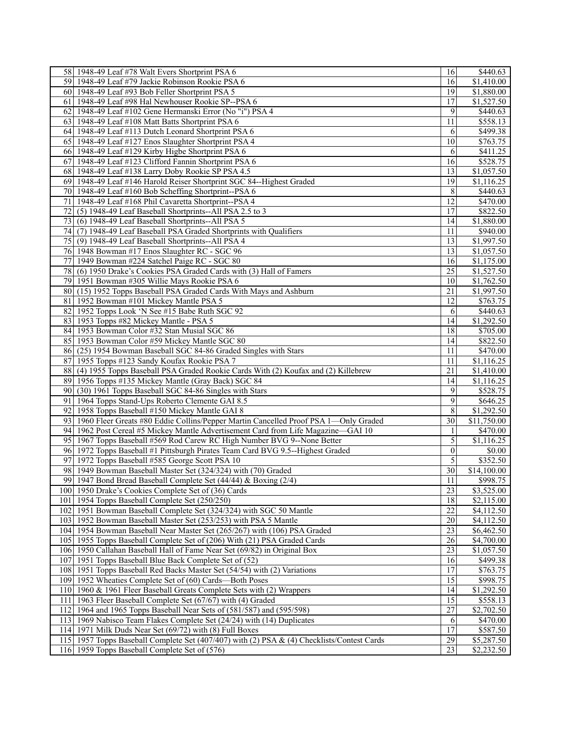| | | | |
|---|---|---|---|
| 58 | 1948-49 Leaf #78 Walt Evers Shortprint PSA 6 | 16 | $440.63 |
| 59 | 1948-49 Leaf #79 Jackie Robinson Rookie PSA 6 | 16 | $1,410.00 |
| 60 | 1948-49 Leaf #93 Bob Feller Shortprint PSA 5 | 19 | $1,880.00 |
| 61 | 1948-49 Leaf #98 Hal Newhouser Rookie SP--PSA 6 | 17 | $1,527.50 |
| 62 | 1948-49 Leaf #102 Gene Hermanski Error (No "i") PSA 4 | 9 | $440.63 |
| 63 | 1948-49 Leaf #108 Matt Batts Shortprint PSA 6 | 11 | $558.13 |
| 64 | 1948-49 Leaf #113 Dutch Leonard Shortprint PSA 6 | 6 | $499.38 |
| 65 | 1948-49 Leaf #127 Enos Slaughter Shortprint PSA 4 | 10 | $763.75 |
| 66 | 1948-49 Leaf #129 Kirby Higbe Shortprint PSA 6 | 6 | $411.25 |
| 67 | 1948-49 Leaf #123 Clifford Fannin Shortprint PSA 6 | 16 | $528.75 |
| 68 | 1948-49 Leaf #138 Larry Doby Rookie SP PSA 4.5 | 13 | $1,057.50 |
| 69 | 1948-49 Leaf #146 Harold Reiser Shortprint SGC 84--Highest Graded | 19 | $1,116.25 |
| 70 | 1948-49 Leaf #160 Bob Scheffing Shortprint--PSA 6 | 8 | $440.63 |
| 71 | 1948-49 Leaf #168 Phil Cavaretta Shortprint--PSA 4 | 12 | $470.00 |
| 72 | (5) 1948-49 Leaf Baseball Shortprints--All PSA 2.5 to 3 | 17 | $822.50 |
| 73 | (6) 1948-49 Leaf Baseball Shortprints--All PSA 5 | 14 | $1,880.00 |
| 74 | (7) 1948-49 Leaf Baseball PSA Graded Shortprints with Qualifiers | 11 | $940.00 |
| 75 | (9) 1948-49 Leaf Baseball Shortprints--All PSA 4 | 13 | $1,997.50 |
| 76 | 1948 Bowman #17 Enos Slaughter RC - SGC 96 | 13 | $1,057.50 |
| 77 | 1949 Bowman #224 Satchel Paige RC - SGC 80 | 16 | $1,175.00 |
| 78 | (6) 1950 Drake's Cookies PSA Graded Cards with (3) Hall of Famers | 25 | $1,527.50 |
| 79 | 1951 Bowman #305 Willie Mays Rookie PSA 6 | 10 | $1,762.50 |
| 80 | (15) 1952 Topps Baseball PSA Graded Cards With Mays and Ashburn | 21 | $1,997.50 |
| 81 | 1952 Bowman #101 Mickey Mantle PSA 5 | 12 | $763.75 |
| 82 | 1952 Topps Look 'N See #15 Babe Ruth SGC 92 | 6 | $440.63 |
| 83 | 1953 Topps #82 Mickey Mantle - PSA 5 | 14 | $1,292.50 |
| 84 | 1953 Bowman Color #32 Stan Musial SGC 86 | 18 | $705.00 |
| 85 | 1953 Bowman Color #59 Mickey Mantle SGC 80 | 14 | $822.50 |
| 86 | (25) 1954 Bowman Baseball SGC 84-86 Graded Singles with Stars | 11 | $470.00 |
| 87 | 1955 Topps #123 Sandy Koufax Rookie PSA 7 | 11 | $1,116.25 |
| 88 | (4) 1955 Topps Baseball PSA Graded Rookie Cards With (2) Koufax and (2) Killebrew | 21 | $1,410.00 |
| 89 | 1956 Topps #135 Mickey Mantle (Gray Back) SGC 84 | 14 | $1,116.25 |
| 90 | (30) 1961 Topps Baseball SGC 84-86 Singles with Stars | 9 | $528.75 |
| 91 | 1964 Topps Stand-Ups Roberto Clemente GAI 8.5 | 9 | $646.25 |
| 92 | 1958 Topps Baseball #150 Mickey Mantle GAI 8 | 8 | $1,292.50 |
| 93 | 1960 Fleer Greats #80 Eddie Collins/Pepper Martin Cancelled Proof PSA 1—Only Graded | 30 | $11,750.00 |
| 94 | 1962 Post Cereal #5 Mickey Mantle Advertisement Card from Life Magazine—GAI 10 | 1 | $470.00 |
| 95 | 1967 Topps Baseball #569 Rod Carew RC High Number BVG 9--None Better | 5 | $1,116.25 |
| 96 | 1972 Topps Baseball #1 Pittsburgh Pirates Team Card BVG 9.5--Highest Graded | 0 | $0.00 |
| 97 | 1972 Topps Baseball #585 George Scott PSA 10 | 5 | $352.50 |
| 98 | 1949 Bowman Baseball Master Set (324/324) with (70) Graded | 30 | $14,100.00 |
| 99 | 1947 Bond Bread Baseball Complete Set (44/44) & Boxing (2/4) | 11 | $998.75 |
| 100 | 1950 Drake's Cookies Complete Set of (36) Cards | 23 | $3,525.00 |
| 101 | 1954 Topps Baseball Complete Set (250/250) | 18 | $2,115.00 |
| 102 | 1951 Bowman Baseball Complete Set (324/324) with SGC 50 Mantle | 22 | $4,112.50 |
| 103 | 1952 Bowman Baseball Master Set (253/253) with PSA 5 Mantle | 20 | $4,112.50 |
| 104 | 1954 Bowman Baseball Near Master Set (265/267) with (106) PSA Graded | 23 | $6,462.50 |
| 105 | 1955 Topps Baseball Complete Set of (206) With (21) PSA Graded Cards | 26 | $4,700.00 |
| 106 | 1950 Callahan Baseball Hall of Fame Near Set (69/82) in Original Box | 23 | $1,057.50 |
| 107 | 1951 Topps Baseball Blue Back Complete Set of (52) | 16 | $499.38 |
| 108 | 1951 Topps Baseball Red Backs Master Set (54/54) with (2) Variations | 17 | $763.75 |
| 109 | 1952 Wheaties Complete Set of (60) Cards—Both Poses | 15 | $998.75 |
| 110 | 1960 & 1961 Fleer Baseball Greats Complete Sets with (2) Wrappers | 14 | $1,292.50 |
| 111 | 1963 Fleer Baseball Complete Set (67/67) with (4) Graded | 15 | $558.13 |
| 112 | 1964 and 1965 Topps Baseball Near Sets of (581/587) and (595/598) | 27 | $2,702.50 |
| 113 | 1969 Nabisco Team Flakes Complete Set (24/24) with (14) Duplicates | 6 | $470.00 |
| 114 | 1971 Milk Duds Near Set (69/72) with (8) Full Boxes | 17 | $587.50 |
| 115 | 1957 Topps Baseball Complete Set (407/407) with (2) PSA & (4) Checklists/Contest Cards | 29 | $5,287.50 |
| 116 | 1959 Topps Baseball Complete Set of (576) | 23 | $2,232.50 |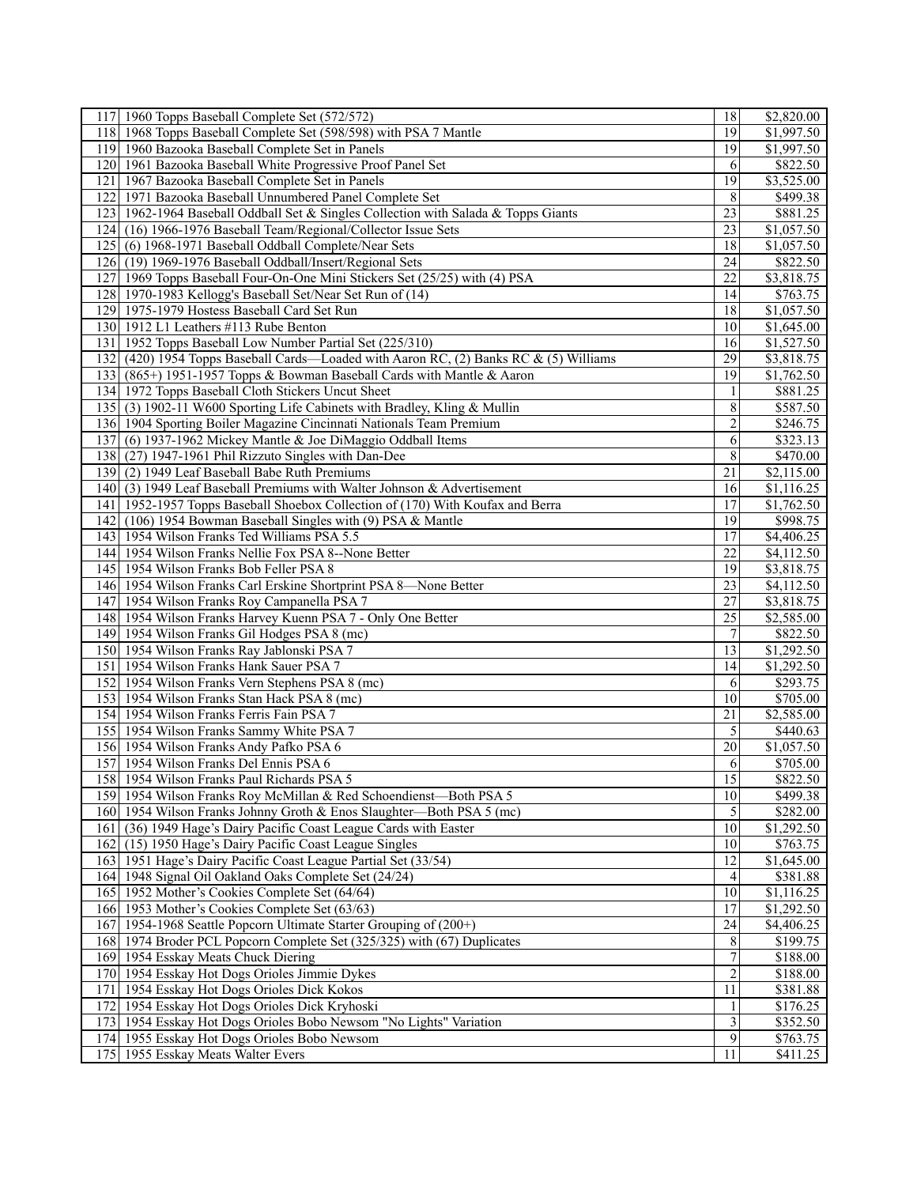| | | | |
|---|---|---|---|
| 117 | 1960 Topps Baseball Complete Set (572/572) | 18 | $2,820.00 |
| 118 | 1968 Topps Baseball Complete Set (598/598) with PSA 7 Mantle | 19 | $1,997.50 |
| 119 | 1960 Bazooka Baseball Complete Set in Panels | 19 | $1,997.50 |
| 120 | 1961 Bazooka Baseball White Progressive Proof Panel Set | 6 | $822.50 |
| 121 | 1967 Bazooka Baseball Complete Set in Panels | 19 | $3,525.00 |
| 122 | 1971 Bazooka Baseball Unnumbered Panel Complete Set | 8 | $499.38 |
| 123 | 1962-1964 Baseball Oddball Set & Singles Collection with Salada & Topps Giants | 23 | $881.25 |
| 124 | (16) 1966-1976 Baseball Team/Regional/Collector Issue Sets | 23 | $1,057.50 |
| 125 | (6) 1968-1971 Baseball Oddball Complete/Near Sets | 18 | $1,057.50 |
| 126 | (19) 1969-1976 Baseball Oddball/Insert/Regional Sets | 24 | $822.50 |
| 127 | 1969 Topps Baseball Four-On-One Mini Stickers Set (25/25) with (4) PSA | 22 | $3,818.75 |
| 128 | 1970-1983 Kellogg's Baseball Set/Near Set Run of (14) | 14 | $763.75 |
| 129 | 1975-1979 Hostess Baseball Card Set Run | 18 | $1,057.50 |
| 130 | 1912 L1 Leathers #113 Rube Benton | 10 | $1,645.00 |
| 131 | 1952 Topps Baseball Low Number Partial Set (225/310) | 16 | $1,527.50 |
| 132 | (420) 1954 Topps Baseball Cards—Loaded with Aaron RC, (2) Banks RC & (5) Williams | 29 | $3,818.75 |
| 133 | (865+) 1951-1957 Topps & Bowman Baseball Cards with Mantle & Aaron | 19 | $1,762.50 |
| 134 | 1972 Topps Baseball Cloth Stickers Uncut Sheet | 1 | $881.25 |
| 135 | (3) 1902-11 W600 Sporting Life Cabinets with Bradley, Kling & Mullin | 8 | $587.50 |
| 136 | 1904 Sporting Boiler Magazine Cincinnati Nationals Team Premium | 2 | $246.75 |
| 137 | (6) 1937-1962 Mickey Mantle & Joe DiMaggio Oddball Items | 6 | $323.13 |
| 138 | (27) 1947-1961 Phil Rizzuto Singles with Dan-Dee | 8 | $470.00 |
| 139 | (2) 1949 Leaf Baseball Babe Ruth Premiums | 21 | $2,115.00 |
| 140 | (3) 1949 Leaf Baseball Premiums with Walter Johnson & Advertisement | 16 | $1,116.25 |
| 141 | 1952-1957 Topps Baseball Shoebox Collection of (170) With Koufax and Berra | 17 | $1,762.50 |
| 142 | (106) 1954 Bowman Baseball Singles with (9) PSA & Mantle | 19 | $998.75 |
| 143 | 1954 Wilson Franks Ted Williams PSA 5.5 | 17 | $4,406.25 |
| 144 | 1954 Wilson Franks Nellie Fox PSA 8--None Better | 22 | $4,112.50 |
| 145 | 1954 Wilson Franks Bob Feller PSA 8 | 19 | $3,818.75 |
| 146 | 1954 Wilson Franks Carl Erskine Shortprint PSA 8—None Better | 23 | $4,112.50 |
| 147 | 1954 Wilson Franks Roy Campanella PSA 7 | 27 | $3,818.75 |
| 148 | 1954 Wilson Franks Harvey Kuenn PSA 7 - Only One Better | 25 | $2,585.00 |
| 149 | 1954 Wilson Franks Gil Hodges PSA 8 (mc) | 7 | $822.50 |
| 150 | 1954 Wilson Franks Ray Jablonski PSA 7 | 13 | $1,292.50 |
| 151 | 1954 Wilson Franks Hank Sauer PSA 7 | 14 | $1,292.50 |
| 152 | 1954 Wilson Franks Vern Stephens PSA 8 (mc) | 6 | $293.75 |
| 153 | 1954 Wilson Franks Stan Hack PSA 8 (mc) | 10 | $705.00 |
| 154 | 1954 Wilson Franks Ferris Fain PSA 7 | 21 | $2,585.00 |
| 155 | 1954 Wilson Franks Sammy White PSA 7 | 5 | $440.63 |
| 156 | 1954 Wilson Franks Andy Pafko PSA 6 | 20 | $1,057.50 |
| 157 | 1954 Wilson Franks Del Ennis PSA 6 | 6 | $705.00 |
| 158 | 1954 Wilson Franks Paul Richards PSA 5 | 15 | $822.50 |
| 159 | 1954 Wilson Franks Roy McMillan & Red Schoendienst—Both PSA 5 | 10 | $499.38 |
| 160 | 1954 Wilson Franks Johnny Groth & Enos Slaughter—Both PSA 5 (mc) | 5 | $282.00 |
| 161 | (36) 1949 Hage's Dairy Pacific Coast League Cards with Easter | 10 | $1,292.50 |
| 162 | (15) 1950 Hage's Dairy Pacific Coast League Singles | 10 | $763.75 |
| 163 | 1951 Hage's Dairy Pacific Coast League Partial Set (33/54) | 12 | $1,645.00 |
| 164 | 1948 Signal Oil Oakland Oaks Complete Set (24/24) | 4 | $381.88 |
| 165 | 1952 Mother's Cookies Complete Set (64/64) | 10 | $1,116.25 |
| 166 | 1953 Mother's Cookies Complete Set (63/63) | 17 | $1,292.50 |
| 167 | 1954-1968 Seattle Popcorn Ultimate Starter Grouping of (200+) | 24 | $4,406.25 |
| 168 | 1974 Broder PCL Popcorn Complete Set (325/325) with (67) Duplicates | 8 | $199.75 |
| 169 | 1954 Esskay Meats Chuck Diering | 7 | $188.00 |
| 170 | 1954 Esskay Hot Dogs Orioles Jimmie Dykes | 2 | $188.00 |
| 171 | 1954 Esskay Hot Dogs Orioles Dick Kokos | 11 | $381.88 |
| 172 | 1954 Esskay Hot Dogs Orioles Dick Kryhoski | 1 | $176.25 |
| 173 | 1954 Esskay Hot Dogs Orioles Bobo Newsom "No Lights" Variation | 3 | $352.50 |
| 174 | 1955 Esskay Hot Dogs Orioles Bobo Newsom | 9 | $763.75 |
| 175 | 1955 Esskay Meats Walter Evers | 11 | $411.25 |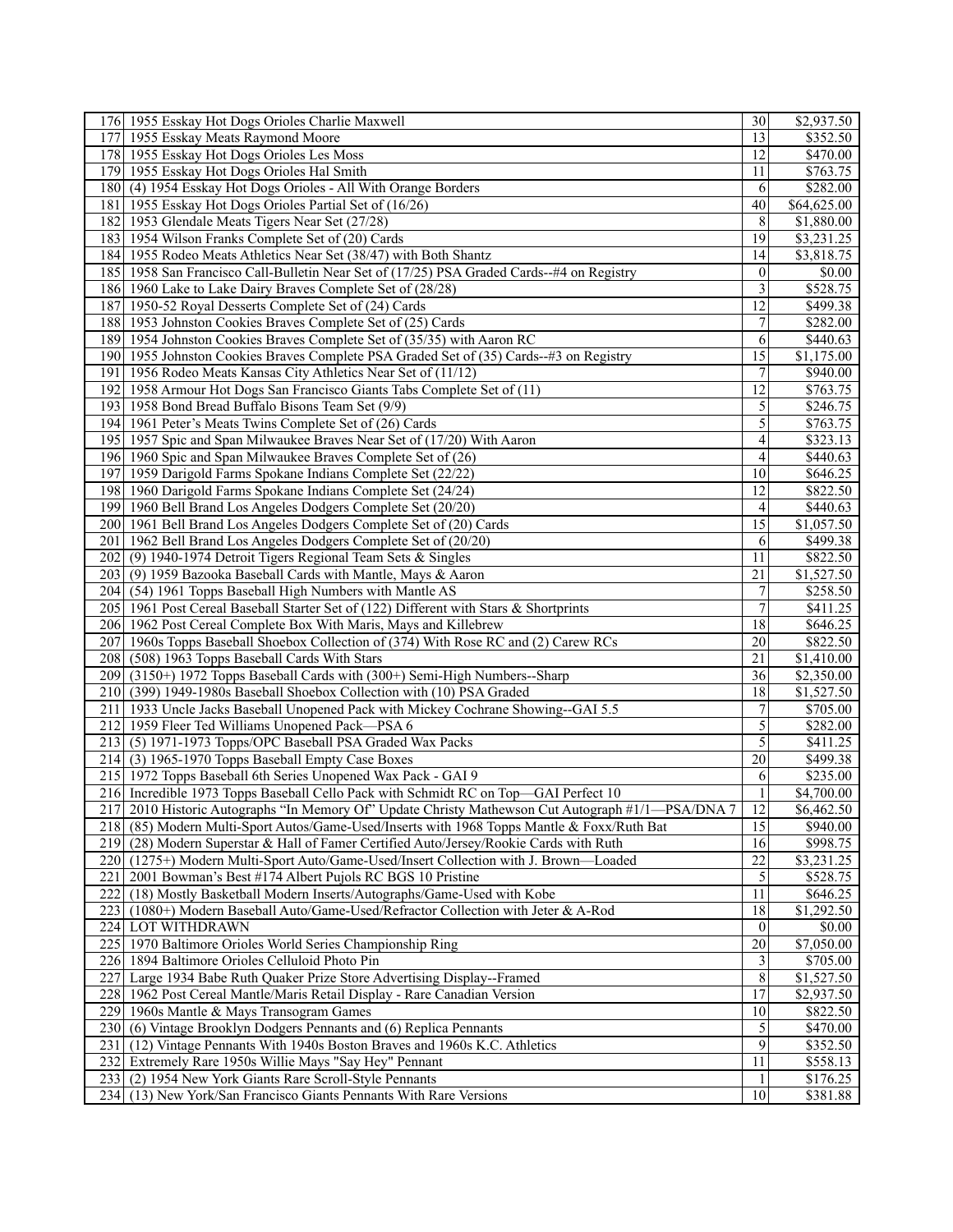| | | | |
|---|---|---|---|
| 176 | 1955 Esskay Hot Dogs Orioles Charlie Maxwell | 30 | $2,937.50 |
| 177 | 1955 Esskay Meats Raymond Moore | 13 | $352.50 |
| 178 | 1955 Esskay Hot Dogs Orioles Les Moss | 12 | $470.00 |
| 179 | 1955 Esskay Hot Dogs Orioles Hal Smith | 11 | $763.75 |
| 180 | (4) 1954 Esskay Hot Dogs Orioles - All With Orange Borders | 6 | $282.00 |
| 181 | 1955 Esskay Hot Dogs Orioles Partial Set of (16/26) | 40 | $64,625.00 |
| 182 | 1953 Glendale Meats Tigers Near Set (27/28) | 8 | $1,880.00 |
| 183 | 1954 Wilson Franks Complete Set of (20) Cards | 19 | $3,231.25 |
| 184 | 1955 Rodeo Meats Athletics Near Set (38/47) with Both Shantz | 14 | $3,818.75 |
| 185 | 1958 San Francisco Call-Bulletin Near Set of (17/25) PSA Graded Cards--#4 on Registry | 0 | $0.00 |
| 186 | 1960 Lake to Lake Dairy Braves Complete Set of (28/28) | 3 | $528.75 |
| 187 | 1950-52 Royal Desserts Complete Set of (24) Cards | 12 | $499.38 |
| 188 | 1953 Johnston Cookies Braves Complete Set of (25) Cards | 7 | $282.00 |
| 189 | 1954 Johnston Cookies Braves Complete Set of (35/35) with Aaron RC | 6 | $440.63 |
| 190 | 1955 Johnston Cookies Braves Complete PSA Graded Set of (35) Cards--#3 on Registry | 15 | $1,175.00 |
| 191 | 1956 Rodeo Meats Kansas City Athletics Near Set of (11/12) | 7 | $940.00 |
| 192 | 1958 Armour Hot Dogs San Francisco Giants Tabs Complete Set of (11) | 12 | $763.75 |
| 193 | 1958 Bond Bread Buffalo Bisons Team Set (9/9) | 5 | $246.75 |
| 194 | 1961 Peter's Meats Twins Complete Set of (26) Cards | 5 | $763.75 |
| 195 | 1957 Spic and Span Milwaukee Braves Near Set of (17/20) With Aaron | 4 | $323.13 |
| 196 | 1960 Spic and Span Milwaukee Braves Complete Set of (26) | 4 | $440.63 |
| 197 | 1959 Darigold Farms Spokane Indians Complete Set (22/22) | 10 | $646.25 |
| 198 | 1960 Darigold Farms Spokane Indians Complete Set (24/24) | 12 | $822.50 |
| 199 | 1960 Bell Brand Los Angeles Dodgers Complete Set (20/20) | 4 | $440.63 |
| 200 | 1961 Bell Brand Los Angeles Dodgers Complete Set of (20) Cards | 15 | $1,057.50 |
| 201 | 1962 Bell Brand Los Angeles Dodgers Complete Set of (20/20) | 6 | $499.38 |
| 202 | (9) 1940-1974 Detroit Tigers Regional Team Sets & Singles | 11 | $822.50 |
| 203 | (9) 1959 Bazooka Baseball Cards with Mantle, Mays & Aaron | 21 | $1,527.50 |
| 204 | (54) 1961 Topps Baseball High Numbers with Mantle AS | 7 | $258.50 |
| 205 | 1961 Post Cereal Baseball Starter Set of (122) Different with Stars & Shortprints | 7 | $411.25 |
| 206 | 1962 Post Cereal Complete Box With Maris, Mays and Killebrew | 18 | $646.25 |
| 207 | 1960s Topps Baseball Shoebox Collection of (374) With Rose RC and (2) Carew RCs | 20 | $822.50 |
| 208 | (508) 1963 Topps Baseball Cards With Stars | 21 | $1,410.00 |
| 209 | (3150+) 1972 Topps Baseball Cards with (300+) Semi-High Numbers--Sharp | 36 | $2,350.00 |
| 210 | (399) 1949-1980s Baseball Shoebox Collection with (10) PSA Graded | 18 | $1,527.50 |
| 211 | 1933 Uncle Jacks Baseball Unopened Pack with Mickey Cochrane Showing--GAI 5.5 | 7 | $705.00 |
| 212 | 1959 Fleer Ted Williams Unopened Pack—PSA 6 | 5 | $282.00 |
| 213 | (5) 1971-1973 Topps/OPC Baseball PSA Graded Wax Packs | 5 | $411.25 |
| 214 | (3) 1965-1970 Topps Baseball Empty Case Boxes | 20 | $499.38 |
| 215 | 1972 Topps Baseball 6th Series Unopened Wax Pack - GAI 9 | 6 | $235.00 |
| 216 | Incredible 1973 Topps Baseball Cello Pack with Schmidt RC on Top—GAI Perfect 10 | 1 | $4,700.00 |
| 217 | 2010 Historic Autographs "In Memory Of" Update Christy Mathewson Cut Autograph #1/1—PSA/DNA 7 | 12 | $6,462.50 |
| 218 | (85) Modern Multi-Sport Autos/Game-Used/Inserts with 1968 Topps Mantle & Foxx/Ruth Bat | 15 | $940.00 |
| 219 | (28) Modern Superstar & Hall of Famer Certified Auto/Jersey/Rookie Cards with Ruth | 16 | $998.75 |
| 220 | (1275+) Modern Multi-Sport Auto/Game-Used/Insert Collection with J. Brown—Loaded | 22 | $3,231.25 |
| 221 | 2001 Bowman's Best #174 Albert Pujols RC BGS 10 Pristine | 5 | $528.75 |
| 222 | (18) Mostly Basketball Modern Inserts/Autographs/Game-Used with Kobe | 11 | $646.25 |
| 223 | (1080+) Modern Baseball Auto/Game-Used/Refractor Collection with Jeter & A-Rod | 18 | $1,292.50 |
| 224 | LOT WITHDRAWN | 0 | $0.00 |
| 225 | 1970 Baltimore Orioles World Series Championship Ring | 20 | $7,050.00 |
| 226 | 1894 Baltimore Orioles Celluloid Photo Pin | 3 | $705.00 |
| 227 | Large 1934 Babe Ruth Quaker Prize Store Advertising Display--Framed | 8 | $1,527.50 |
| 228 | 1962 Post Cereal Mantle/Maris Retail Display - Rare Canadian Version | 17 | $2,937.50 |
| 229 | 1960s Mantle & Mays Transogram Games | 10 | $822.50 |
| 230 | (6) Vintage Brooklyn Dodgers Pennants and (6) Replica Pennants | 5 | $470.00 |
| 231 | (12) Vintage Pennants With 1940s Boston Braves and 1960s K.C. Athletics | 9 | $352.50 |
| 232 | Extremely Rare 1950s Willie Mays "Say Hey" Pennant | 11 | $558.13 |
| 233 | (2) 1954 New York Giants Rare Scroll-Style Pennants | 1 | $176.25 |
| 234 | (13) New York/San Francisco Giants Pennants With Rare Versions | 10 | $381.88 |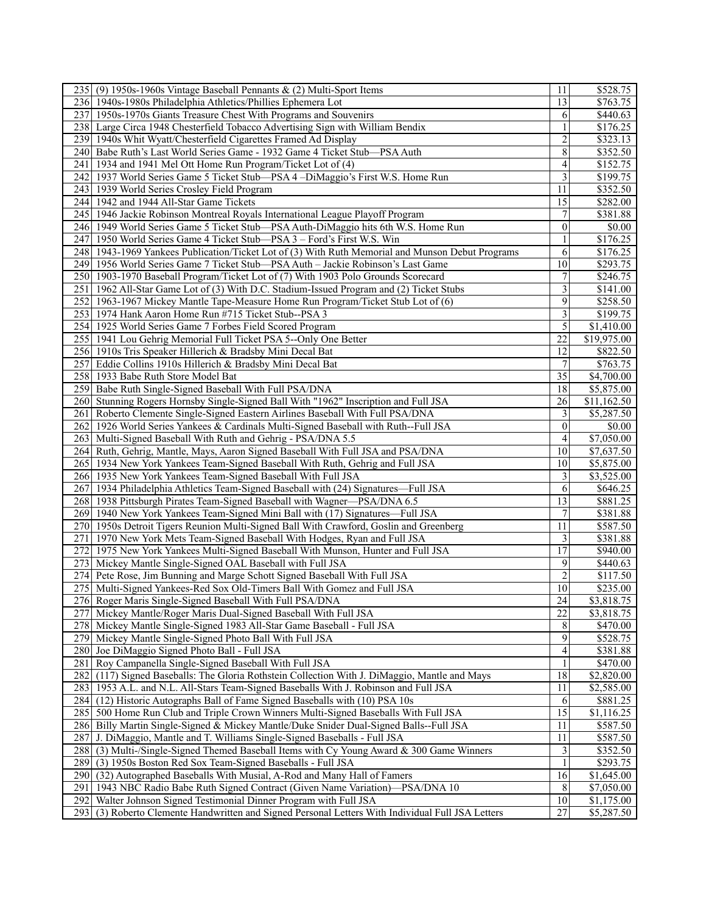| | | | |
|---|---|---|---|
| 235 | (9) 1950s-1960s Vintage Baseball Pennants & (2) Multi-Sport Items | 11 | $528.75 |
| 236 | 1940s-1980s Philadelphia Athletics/Phillies Ephemera Lot | 13 | $763.75 |
| 237 | 1950s-1970s Giants Treasure Chest With Programs and Souvenirs | 6 | $440.63 |
| 238 | Large Circa 1948 Chesterfield Tobacco Advertising Sign with William Bendix | 1 | $176.25 |
| 239 | 1940s Whit Wyatt/Chesterfield Cigarettes Framed Ad Display | 2 | $323.13 |
| 240 | Babe Ruth's Last World Series Game - 1932 Game 4 Ticket Stub—PSA Auth | 8 | $352.50 |
| 241 | 1934 and 1941 Mel Ott Home Run Program/Ticket Lot of (4) | 4 | $152.75 |
| 242 | 1937 World Series Game 5 Ticket Stub—PSA 4 –DiMaggio's First W.S. Home Run | 3 | $199.75 |
| 243 | 1939 World Series Crosley Field Program | 11 | $352.50 |
| 244 | 1942 and 1944 All-Star Game Tickets | 15 | $282.00 |
| 245 | 1946 Jackie Robinson Montreal Royals International League Playoff Program | 7 | $381.88 |
| 246 | 1949 World Series Game 5 Ticket Stub—PSA Auth-DiMaggio hits 6th W.S. Home Run | 0 | $0.00 |
| 247 | 1950 World Series Game 4 Ticket Stub—PSA 3 – Ford's First W.S. Win | 1 | $176.25 |
| 248 | 1943-1969 Yankees Publication/Ticket Lot of (3) With Ruth Memorial and Munson Debut Programs | 6 | $176.25 |
| 249 | 1956 World Series Game 7 Ticket Stub—PSA Auth – Jackie Robinson's Last Game | 10 | $293.75 |
| 250 | 1903-1970 Baseball Program/Ticket Lot of (7) With 1903 Polo Grounds Scorecard | 7 | $246.75 |
| 251 | 1962 All-Star Game Lot of (3) With D.C. Stadium-Issued Program and (2) Ticket Stubs | 3 | $141.00 |
| 252 | 1963-1967 Mickey Mantle Tape-Measure Home Run Program/Ticket Stub Lot of (6) | 9 | $258.50 |
| 253 | 1974 Hank Aaron Home Run #715 Ticket Stub--PSA 3 | 3 | $199.75 |
| 254 | 1925 World Series Game 7 Forbes Field Scored Program | 5 | $1,410.00 |
| 255 | 1941 Lou Gehrig Memorial Full Ticket PSA 5--Only One Better | 22 | $19,975.00 |
| 256 | 1910s Tris Speaker Hillerich & Bradsby Mini Decal Bat | 12 | $822.50 |
| 257 | Eddie Collins 1910s Hillerich & Bradsby Mini Decal Bat | 7 | $763.75 |
| 258 | 1933 Babe Ruth Store Model Bat | 35 | $4,700.00 |
| 259 | Babe Ruth Single-Signed Baseball With Full PSA/DNA | 18 | $5,875.00 |
| 260 | Stunning Rogers Hornsby Single-Signed Ball With "1962" Inscription and Full JSA | 26 | $11,162.50 |
| 261 | Roberto Clemente Single-Signed Eastern Airlines Baseball With Full PSA/DNA | 3 | $5,287.50 |
| 262 | 1926 World Series Yankees & Cardinals Multi-Signed Baseball with Ruth--Full JSA | 0 | $0.00 |
| 263 | Multi-Signed Baseball With Ruth and Gehrig - PSA/DNA 5.5 | 4 | $7,050.00 |
| 264 | Ruth, Gehrig, Mantle, Mays, Aaron Signed Baseball With Full JSA and PSA/DNA | 10 | $7,637.50 |
| 265 | 1934 New York Yankees Team-Signed Baseball With Ruth, Gehrig and Full JSA | 10 | $5,875.00 |
| 266 | 1935 New York Yankees Team-Signed Baseball With Full JSA | 3 | $3,525.00 |
| 267 | 1934 Philadelphia Athletics Team-Signed Baseball with (24) Signatures—Full JSA | 6 | $646.25 |
| 268 | 1938 Pittsburgh Pirates Team-Signed Baseball with Wagner—PSA/DNA 6.5 | 13 | $881.25 |
| 269 | 1940 New York Yankees Team-Signed Mini Ball with (17) Signatures—Full JSA | 7 | $381.88 |
| 270 | 1950s Detroit Tigers Reunion Multi-Signed Ball With Crawford, Goslin and Greenberg | 11 | $587.50 |
| 271 | 1970 New York Mets Team-Signed Baseball With Hodges, Ryan and Full JSA | 3 | $381.88 |
| 272 | 1975 New York Yankees Multi-Signed Baseball With Munson, Hunter and Full JSA | 17 | $940.00 |
| 273 | Mickey Mantle Single-Signed OAL Baseball with Full JSA | 9 | $440.63 |
| 274 | Pete Rose, Jim Bunning and Marge Schott Signed Baseball With Full JSA | 2 | $117.50 |
| 275 | Multi-Signed Yankees-Red Sox Old-Timers Ball With Gomez and Full JSA | 10 | $235.00 |
| 276 | Roger Maris Single-Signed Baseball With Full PSA/DNA | 24 | $3,818.75 |
| 277 | Mickey Mantle/Roger Maris Dual-Signed Baseball With Full JSA | 22 | $3,818.75 |
| 278 | Mickey Mantle Single-Signed 1983 All-Star Game Baseball - Full JSA | 8 | $470.00 |
| 279 | Mickey Mantle Single-Signed Photo Ball With Full JSA | 9 | $528.75 |
| 280 | Joe DiMaggio Signed Photo Ball - Full JSA | 4 | $381.88 |
| 281 | Roy Campanella Single-Signed Baseball With Full JSA | 1 | $470.00 |
| 282 | (117) Signed Baseballs: The Gloria Rothstein Collection With J. DiMaggio, Mantle and Mays | 18 | $2,820.00 |
| 283 | 1953 A.L. and N.L. All-Stars Team-Signed Baseballs With J. Robinson and Full JSA | 11 | $2,585.00 |
| 284 | (12) Historic Autographs Ball of Fame Signed Baseballs with (10) PSA 10s | 6 | $881.25 |
| 285 | 500 Home Run Club and Triple Crown Winners Multi-Signed Baseballs With Full JSA | 15 | $1,116.25 |
| 286 | Billy Martin Single-Signed & Mickey Mantle/Duke Snider Dual-Signed Balls--Full JSA | 11 | $587.50 |
| 287 | J. DiMaggio, Mantle and T. Williams Single-Signed Baseballs - Full JSA | 11 | $587.50 |
| 288 | (3) Multi-/Single-Signed Themed Baseball Items with Cy Young Award & 300 Game Winners | 3 | $352.50 |
| 289 | (3) 1950s Boston Red Sox Team-Signed Baseballs - Full JSA | 1 | $293.75 |
| 290 | (32) Autographed Baseballs With Musial, A-Rod and Many Hall of Famers | 16 | $1,645.00 |
| 291 | 1943 NBC Radio Babe Ruth Signed Contract (Given Name Variation)—PSA/DNA 10 | 8 | $7,050.00 |
| 292 | Walter Johnson Signed Testimonial Dinner Program with Full JSA | 10 | $1,175.00 |
| 293 | (3) Roberto Clemente Handwritten and Signed Personal Letters With Individual Full JSA Letters | 27 | $5,287.50 |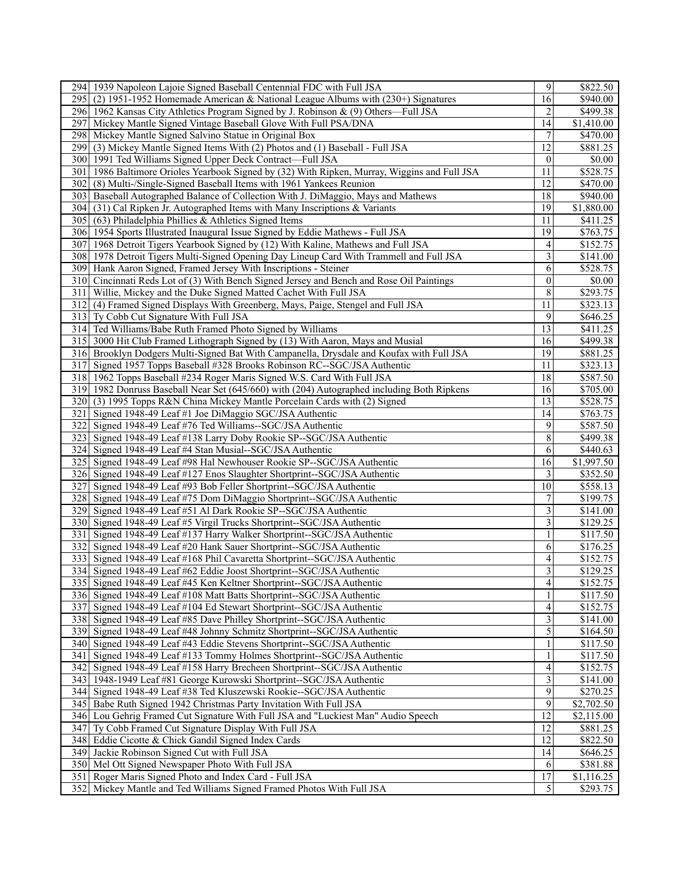| | | | |
|---|---|---|---|
| 294 | 1939 Napoleon Lajoie Signed Baseball Centennial FDC with Full JSA | 9 | $822.50 |
| 295 | (2) 1951-1952 Homemade American & National League Albums with (230+) Signatures | 16 | $940.00 |
| 296 | 1962 Kansas City Athletics Program Signed by J. Robinson & (9) Others—Full JSA | 2 | $499.38 |
| 297 | Mickey Mantle Signed Vintage Baseball Glove With Full PSA/DNA | 14 | $1,410.00 |
| 298 | Mickey Mantle Signed Salvino Statue in Original Box | 7 | $470.00 |
| 299 | (3) Mickey Mantle Signed Items With (2) Photos and (1) Baseball - Full JSA | 12 | $881.25 |
| 300 | 1991 Ted Williams Signed Upper Deck Contract—Full JSA | 0 | $0.00 |
| 301 | 1986 Baltimore Orioles Yearbook Signed by (32) With Ripken, Murray, Wiggins and Full JSA | 11 | $528.75 |
| 302 | (8) Multi-/Single-Signed Baseball Items with 1961 Yankees Reunion | 12 | $470.00 |
| 303 | Baseball Autographed Balance of Collection With J. DiMaggio, Mays and Mathews | 18 | $940.00 |
| 304 | (31) Cal Ripken Jr. Autographed Items with Many Inscriptions & Variants | 19 | $1,880.00 |
| 305 | (63) Philadelphia Phillies & Athletics Signed Items | 11 | $411.25 |
| 306 | 1954 Sports Illustrated Inaugural Issue Signed by Eddie Mathews - Full JSA | 19 | $763.75 |
| 307 | 1968 Detroit Tigers Yearbook Signed by (12) With Kaline, Mathews and Full JSA | 4 | $152.75 |
| 308 | 1978 Detroit Tigers Multi-Signed Opening Day Lineup Card With Trammell and Full JSA | 3 | $141.00 |
| 309 | Hank Aaron Signed, Framed Jersey With Inscriptions - Steiner | 6 | $528.75 |
| 310 | Cincinnati Reds Lot of (3) With Bench Signed Jersey and Bench and Rose Oil Paintings | 0 | $0.00 |
| 311 | Willie, Mickey and the Duke Signed Matted Cachet With Full JSA | 8 | $293.75 |
| 312 | (4) Framed Signed Displays With Greenberg, Mays, Paige, Stengel and Full JSA | 11 | $323.13 |
| 313 | Ty Cobb Cut Signature With Full JSA | 9 | $646.25 |
| 314 | Ted Williams/Babe Ruth Framed Photo Signed by Williams | 13 | $411.25 |
| 315 | 3000 Hit Club Framed Lithograph Signed by (13) With Aaron, Mays and Musial | 16 | $499.38 |
| 316 | Brooklyn Dodgers Multi-Signed Bat With Campanella, Drysdale and Koufax with Full JSA | 19 | $881.25 |
| 317 | Signed 1957 Topps Baseball #328 Brooks Robinson RC--SGC/JSA Authentic | 11 | $323.13 |
| 318 | 1962 Topps Baseball #234 Roger Maris Signed W.S. Card With Full JSA | 18 | $587.50 |
| 319 | 1982 Donruss Baseball Near Set (645/660) with (204) Autographed including Both Ripkens | 16 | $705.00 |
| 320 | (3) 1995 Topps R&N China Mickey Mantle Porcelain Cards with (2) Signed | 13 | $528.75 |
| 321 | Signed 1948-49 Leaf #1 Joe DiMaggio SGC/JSA Authentic | 14 | $763.75 |
| 322 | Signed 1948-49 Leaf #76 Ted Williams--SGC/JSA Authentic | 9 | $587.50 |
| 323 | Signed 1948-49 Leaf #138 Larry Doby Rookie SP--SGC/JSA Authentic | 8 | $499.38 |
| 324 | Signed 1948-49 Leaf #4 Stan Musial--SGC/JSA Authentic | 6 | $440.63 |
| 325 | Signed 1948-49 Leaf #98 Hal Newhouser Rookie SP--SGC/JSA Authentic | 16 | $1,997.50 |
| 326 | Signed 1948-49 Leaf #127 Enos Slaughter Shortprint--SGC/JSA Authentic | 3 | $352.50 |
| 327 | Signed 1948-49 Leaf #93 Bob Feller Shortprint--SGC/JSA Authentic | 10 | $558.13 |
| 328 | Signed 1948-49 Leaf #75 Dom DiMaggio Shortprint--SGC/JSA Authentic | 7 | $199.75 |
| 329 | Signed 1948-49 Leaf #51 Al Dark Rookie SP--SGC/JSA Authentic | 3 | $141.00 |
| 330 | Signed 1948-49 Leaf #5 Virgil Trucks Shortprint--SGC/JSA Authentic | 3 | $129.25 |
| 331 | Signed 1948-49 Leaf #137 Harry Walker Shortprint--SGC/JSA Authentic | 1 | $117.50 |
| 332 | Signed 1948-49 Leaf #20 Hank Sauer Shortprint--SGC/JSA Authentic | 6 | $176.25 |
| 333 | Signed 1948-49 Leaf #168 Phil Cavaretta Shortprint--SGC/JSA Authentic | 4 | $152.75 |
| 334 | Signed 1948-49 Leaf #62 Eddie Joost Shortprint--SGC/JSA Authentic | 3 | $129.25 |
| 335 | Signed 1948-49 Leaf #45 Ken Keltner Shortprint--SGC/JSA Authentic | 4 | $152.75 |
| 336 | Signed 1948-49 Leaf #108 Matt Batts Shortprint--SGC/JSA Authentic | 1 | $117.50 |
| 337 | Signed 1948-49 Leaf #104 Ed Stewart Shortprint--SGC/JSA Authentic | 4 | $152.75 |
| 338 | Signed 1948-49 Leaf #85 Dave Philley Shortprint--SGC/JSA Authentic | 3 | $141.00 |
| 339 | Signed 1948-49 Leaf #48 Johnny Schmitz Shortprint--SGC/JSA Authentic | 5 | $164.50 |
| 340 | Signed 1948-49 Leaf #43 Eddie Stevens Shortprint--SGC/JSA Authentic | 1 | $117.50 |
| 341 | Signed 1948-49 Leaf #133 Tommy Holmes Shortprint--SGC/JSA Authentic | 1 | $117.50 |
| 342 | Signed 1948-49 Leaf #158 Harry Brecheen Shortprint--SGC/JSA Authentic | 4 | $152.75 |
| 343 | 1948-1949 Leaf #81 George Kurowski Shortprint--SGC/JSA Authentic | 3 | $141.00 |
| 344 | Signed 1948-49 Leaf #38 Ted Kluszewski Rookie--SGC/JSA Authentic | 9 | $270.25 |
| 345 | Babe Ruth Signed 1942 Christmas Party Invitation With Full JSA | 9 | $2,702.50 |
| 346 | Lou Gehrig Framed Cut Signature With Full JSA and "Luckiest Man" Audio Speech | 12 | $2,115.00 |
| 347 | Ty Cobb Framed Cut Signature Display With Full JSA | 12 | $881.25 |
| 348 | Eddie Cicotte & Chick Gandil Signed Index Cards | 12 | $822.50 |
| 349 | Jackie Robinson Signed Cut with Full JSA | 14 | $646.25 |
| 350 | Mel Ott Signed Newspaper Photo With Full JSA | 6 | $381.88 |
| 351 | Roger Maris Signed Photo and Index Card - Full JSA | 17 | $1,116.25 |
| 352 | Mickey Mantle and Ted Williams Signed Framed Photos With Full JSA | 5 | $293.75 |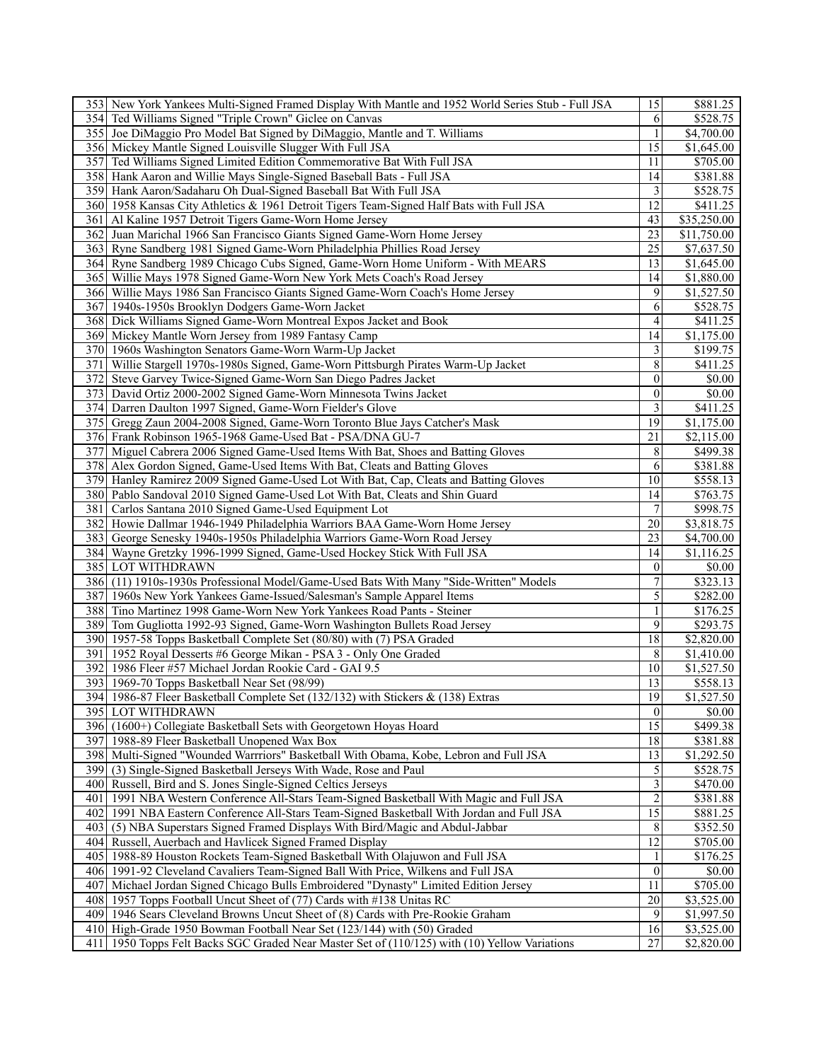| | | | |
|---|---|---|---|
| 353 | New York Yankees Multi-Signed Framed Display With Mantle and 1952 World Series Stub - Full JSA | 15 | $881.25 |
| 354 | Ted Williams Signed "Triple Crown" Giclee on Canvas | 6 | $528.75 |
| 355 | Joe DiMaggio Pro Model Bat Signed by DiMaggio, Mantle and T. Williams | 1 | $4,700.00 |
| 356 | Mickey Mantle Signed Louisville Slugger With Full JSA | 15 | $1,645.00 |
| 357 | Ted Williams Signed Limited Edition Commemorative Bat With Full JSA | 11 | $705.00 |
| 358 | Hank Aaron and Willie Mays Single-Signed Baseball Bats - Full JSA | 14 | $381.88 |
| 359 | Hank Aaron/Sadaharu Oh Dual-Signed Baseball Bat With Full JSA | 3 | $528.75 |
| 360 | 1958 Kansas City Athletics & 1961 Detroit Tigers Team-Signed Half Bats with Full JSA | 12 | $411.25 |
| 361 | Al Kaline 1957 Detroit Tigers Game-Worn Home Jersey | 43 | $35,250.00 |
| 362 | Juan Marichal 1966 San Francisco Giants Signed Game-Worn Home Jersey | 23 | $11,750.00 |
| 363 | Ryne Sandberg 1981 Signed Game-Worn Philadelphia Phillies Road Jersey | 25 | $7,637.50 |
| 364 | Ryne Sandberg 1989 Chicago Cubs Signed, Game-Worn Home Uniform - With MEARS | 13 | $1,645.00 |
| 365 | Willie Mays 1978 Signed Game-Worn New York Mets Coach's Road Jersey | 14 | $1,880.00 |
| 366 | Willie Mays 1986 San Francisco Giants Signed Game-Worn Coach's Home Jersey | 9 | $1,527.50 |
| 367 | 1940s-1950s Brooklyn Dodgers Game-Worn Jacket | 6 | $528.75 |
| 368 | Dick Williams Signed Game-Worn Montreal Expos Jacket and Book | 4 | $411.25 |
| 369 | Mickey Mantle Worn Jersey from 1989 Fantasy Camp | 14 | $1,175.00 |
| 370 | 1960s Washington Senators Game-Worn Warm-Up Jacket | 3 | $199.75 |
| 371 | Willie Stargell 1970s-1980s Signed, Game-Worn Pittsburgh Pirates Warm-Up Jacket | 8 | $411.25 |
| 372 | Steve Garvey Twice-Signed Game-Worn San Diego Padres Jacket | 0 | $0.00 |
| 373 | David Ortiz 2000-2002 Signed Game-Worn Minnesota Twins Jacket | 0 | $0.00 |
| 374 | Darren Daulton 1997 Signed, Game-Worn Fielder's Glove | 3 | $411.25 |
| 375 | Gregg Zaun 2004-2008 Signed, Game-Worn Toronto Blue Jays Catcher's Mask | 19 | $1,175.00 |
| 376 | Frank Robinson 1965-1968 Game-Used Bat - PSA/DNA GU-7 | 21 | $2,115.00 |
| 377 | Miguel Cabrera 2006 Signed Game-Used Items With Bat, Shoes and Batting Gloves | 8 | $499.38 |
| 378 | Alex Gordon Signed, Game-Used Items With Bat, Cleats and Batting Gloves | 6 | $381.88 |
| 379 | Hanley Ramirez 2009 Signed Game-Used Lot With Bat, Cap, Cleats and Batting Gloves | 10 | $558.13 |
| 380 | Pablo Sandoval 2010 Signed Game-Used Lot With Bat, Cleats and Shin Guard | 14 | $763.75 |
| 381 | Carlos Santana 2010 Signed Game-Used Equipment Lot | 7 | $998.75 |
| 382 | Howie Dallmar 1946-1949 Philadelphia Warriors BAA Game-Worn Home Jersey | 20 | $3,818.75 |
| 383 | George Senesky 1940s-1950s Philadelphia Warriors Game-Worn Road Jersey | 23 | $4,700.00 |
| 384 | Wayne Gretzky 1996-1999 Signed, Game-Used Hockey Stick With Full JSA | 14 | $1,116.25 |
| 385 | LOT WITHDRAWN | 0 | $0.00 |
| 386 | (11) 1910s-1930s Professional Model/Game-Used Bats With Many "Side-Written" Models | 7 | $323.13 |
| 387 | 1960s New York Yankees Game-Issued/Salesman's Sample Apparel Items | 5 | $282.00 |
| 388 | Tino Martinez 1998 Game-Worn New York Yankees Road Pants - Steiner | 1 | $176.25 |
| 389 | Tom Gugliotta 1992-93 Signed, Game-Worn Washington Bullets Road Jersey | 9 | $293.75 |
| 390 | 1957-58 Topps Basketball Complete Set (80/80) with (7) PSA Graded | 18 | $2,820.00 |
| 391 | 1952 Royal Desserts #6 George Mikan - PSA 3 - Only One Graded | 8 | $1,410.00 |
| 392 | 1986 Fleer #57 Michael Jordan Rookie Card - GAI 9.5 | 10 | $1,527.50 |
| 393 | 1969-70 Topps Basketball Near Set (98/99) | 13 | $558.13 |
| 394 | 1986-87 Fleer Basketball Complete Set (132/132) with Stickers & (138) Extras | 19 | $1,527.50 |
| 395 | LOT WITHDRAWN | 0 | $0.00 |
| 396 | (1600+) Collegiate Basketball Sets with Georgetown Hoyas Hoard | 15 | $499.38 |
| 397 | 1988-89 Fleer Basketball Unopened Wax Box | 18 | $381.88 |
| 398 | Multi-Signed "Wounded Warrriors" Basketball With Obama, Kobe, Lebron and Full JSA | 13 | $1,292.50 |
| 399 | (3) Single-Signed Basketball Jerseys With Wade, Rose and Paul | 5 | $528.75 |
| 400 | Russell, Bird and S. Jones Single-Signed Celtics Jerseys | 3 | $470.00 |
| 401 | 1991 NBA Western Conference All-Stars Team-Signed Basketball With Magic and Full JSA | 2 | $381.88 |
| 402 | 1991 NBA Eastern Conference All-Stars Team-Signed Basketball With Jordan and Full JSA | 15 | $881.25 |
| 403 | (5) NBA Superstars Signed Framed Displays With Bird/Magic and Abdul-Jabbar | 8 | $352.50 |
| 404 | Russell, Auerbach and Havlicek Signed Framed Display | 12 | $705.00 |
| 405 | 1988-89 Houston Rockets Team-Signed Basketball With Olajuwon and Full JSA | 1 | $176.25 |
| 406 | 1991-92 Cleveland Cavaliers Team-Signed Ball With Price, Wilkens and Full JSA | 0 | $0.00 |
| 407 | Michael Jordan Signed Chicago Bulls Embroidered "Dynasty" Limited Edition Jersey | 11 | $705.00 |
| 408 | 1957 Topps Football Uncut Sheet of (77) Cards with #138 Unitas RC | 20 | $3,525.00 |
| 409 | 1946 Sears Cleveland Browns Uncut Sheet of (8) Cards with Pre-Rookie Graham | 9 | $1,997.50 |
| 410 | High-Grade 1950 Bowman Football Near Set (123/144) with (50) Graded | 16 | $3,525.00 |
| 411 | 1950 Topps Felt Backs SGC Graded Near Master Set of (110/125) with (10) Yellow Variations | 27 | $2,820.00 |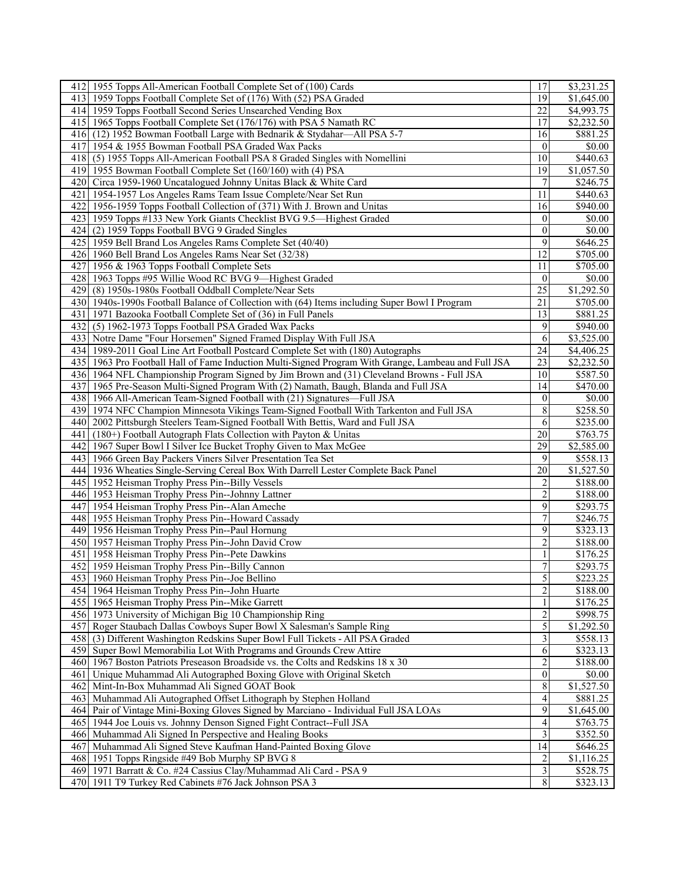| 412 | 1955 Topps All-American Football Complete Set of (100) Cards | 17 | $3,231.25 |
|---|---|---|---|
| 413 | 1959 Topps Football Complete Set of (176) With (52) PSA Graded | 19 | $1,645.00 |
| 414 | 1959 Topps Football Second Series Unsearched Vending Box | 22 | $4,993.75 |
| 415 | 1965 Topps Football Complete Set (176/176) with PSA 5 Namath RC | 17 | $2,232.50 |
| 416 | (12) 1952 Bowman Football Large with Bednarik & Stydahar—All PSA 5-7 | 16 | $881.25 |
| 417 | 1954 & 1955 Bowman Football PSA Graded Wax Packs | 0 | $0.00 |
| 418 | (5) 1955 Topps All-American Football PSA 8 Graded Singles with Nomellini | 10 | $440.63 |
| 419 | 1955 Bowman Football Complete Set (160/160) with (4) PSA | 19 | $1,057.50 |
| 420 | Circa 1959-1960 Uncatalogued Johnny Unitas Black & White Card | 7 | $246.75 |
| 421 | 1954-1957 Los Angeles Rams Team Issue Complete/Near Set Run | 11 | $440.63 |
| 422 | 1956-1959 Topps Football Collection of (371) With J. Brown and Unitas | 16 | $940.00 |
| 423 | 1959 Topps #133 New York Giants Checklist BVG 9.5—Highest Graded | 0 | $0.00 |
| 424 | (2) 1959 Topps Football BVG 9 Graded Singles | 0 | $0.00 |
| 425 | 1959 Bell Brand Los Angeles Rams Complete Set (40/40) | 9 | $646.25 |
| 426 | 1960 Bell Brand Los Angeles Rams Near Set (32/38) | 12 | $705.00 |
| 427 | 1956 & 1963 Topps Football Complete Sets | 11 | $705.00 |
| 428 | 1963 Topps #95 Willie Wood RC BVG 9—Highest Graded | 0 | $0.00 |
| 429 | (8) 1950s-1980s Football Oddball Complete/Near Sets | 25 | $1,292.50 |
| 430 | 1940s-1990s Football Balance of Collection with (64) Items including Super Bowl I Program | 21 | $705.00 |
| 431 | 1971 Bazooka Football Complete Set of (36) in Full Panels | 13 | $881.25 |
| 432 | (5) 1962-1973 Topps Football PSA Graded Wax Packs | 9 | $940.00 |
| 433 | Notre Dame "Four Horsemen" Signed Framed Display With Full JSA | 6 | $3,525.00 |
| 434 | 1989-2011 Goal Line Art Football Postcard Complete Set with (180) Autographs | 24 | $4,406.25 |
| 435 | 1963 Pro Football Hall of Fame Induction Multi-Signed Program With Grange, Lambeau and Full JSA | 23 | $2,232.50 |
| 436 | 1964 NFL Championship Program Signed by Jim Brown and (31) Cleveland Browns - Full JSA | 10 | $587.50 |
| 437 | 1965 Pre-Season Multi-Signed Program With (2) Namath, Baugh, Blanda and Full JSA | 14 | $470.00 |
| 438 | 1966 All-American Team-Signed Football with (21) Signatures—Full JSA | 0 | $0.00 |
| 439 | 1974 NFC Champion Minnesota Vikings Team-Signed Football With Tarkenton and Full JSA | 8 | $258.50 |
| 440 | 2002 Pittsburgh Steelers Team-Signed Football With Bettis, Ward and Full JSA | 6 | $235.00 |
| 441 | (180+) Football Autograph Flats Collection with Payton & Unitas | 20 | $763.75 |
| 442 | 1967 Super Bowl I Silver Ice Bucket Trophy Given to Max McGee | 29 | $2,585.00 |
| 443 | 1966 Green Bay Packers Viners Silver Presentation Tea Set | 9 | $558.13 |
| 444 | 1936 Wheaties Single-Serving Cereal Box With Darrell Lester Complete Back Panel | 20 | $1,527.50 |
| 445 | 1952 Heisman Trophy Press Pin--Billy Vessels | 2 | $188.00 |
| 446 | 1953 Heisman Trophy Press Pin--Johnny Lattner | 2 | $188.00 |
| 447 | 1954 Heisman Trophy Press Pin--Alan Ameche | 9 | $293.75 |
| 448 | 1955 Heisman Trophy Press Pin--Howard Cassady | 7 | $246.75 |
| 449 | 1956 Heisman Trophy Press Pin--Paul Hornung | 9 | $323.13 |
| 450 | 1957 Heisman Trophy Press Pin--John David Crow | 2 | $188.00 |
| 451 | 1958 Heisman Trophy Press Pin--Pete Dawkins | 1 | $176.25 |
| 452 | 1959 Heisman Trophy Press Pin--Billy Cannon | 7 | $293.75 |
| 453 | 1960 Heisman Trophy Press Pin--Joe Bellino | 5 | $223.25 |
| 454 | 1964 Heisman Trophy Press Pin--John Huarte | 2 | $188.00 |
| 455 | 1965 Heisman Trophy Press Pin--Mike Garrett | 1 | $176.25 |
| 456 | 1973 University of Michigan Big 10 Championship Ring | 2 | $998.75 |
| 457 | Roger Staubach Dallas Cowboys Super Bowl X Salesman's Sample Ring | 5 | $1,292.50 |
| 458 | (3) Different Washington Redskins Super Bowl Full Tickets - All PSA Graded | 3 | $558.13 |
| 459 | Super Bowl Memorabilia Lot With Programs and Grounds Crew Attire | 6 | $323.13 |
| 460 | 1967 Boston Patriots Preseason Broadside vs. the Colts and Redskins 18 x 30 | 2 | $188.00 |
| 461 | Unique Muhammad Ali Autographed Boxing Glove with Original Sketch | 0 | $0.00 |
| 462 | Mint-In-Box Muhammad Ali Signed GOAT Book | 8 | $1,527.50 |
| 463 | Muhammad Ali Autographed Offset Lithograph by Stephen Holland | 4 | $881.25 |
| 464 | Pair of Vintage Mini-Boxing Gloves Signed by Marciano - Individual Full JSA LOAs | 9 | $1,645.00 |
| 465 | 1944 Joe Louis vs. Johnny Denson Signed Fight Contract--Full JSA | 4 | $763.75 |
| 466 | Muhammad Ali Signed In Perspective and Healing Books | 3 | $352.50 |
| 467 | Muhammad Ali Signed Steve Kaufman Hand-Painted Boxing Glove | 14 | $646.25 |
| 468 | 1951 Topps Ringside #49 Bob Murphy SP BVG 8 | 2 | $1,116.25 |
| 469 | 1971 Barratt & Co. #24 Cassius Clay/Muhammad Ali Card - PSA 9 | 3 | $528.75 |
| 470 | 1911 T9 Turkey Red Cabinets #76 Jack Johnson PSA 3 | 8 | $323.13 |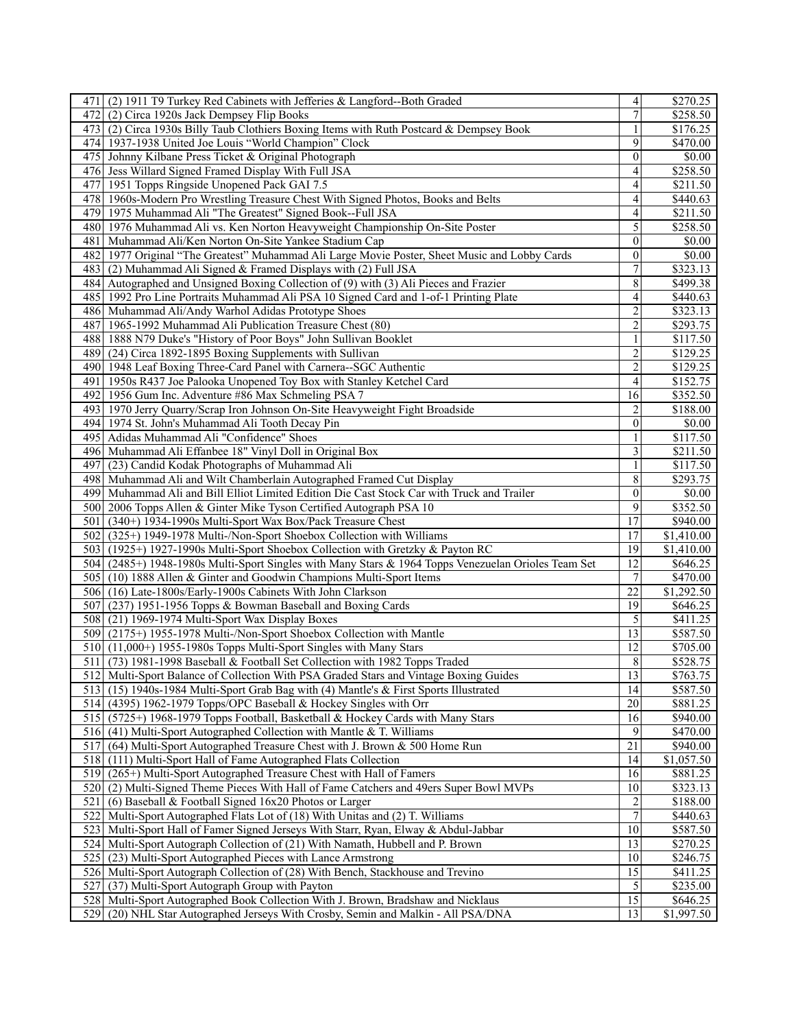| | | | |
|---|---|---|---|
| 471 | (2) 1911 T9 Turkey Red Cabinets with Jefferies & Langford--Both Graded | 4 | $270.25 |
| 472 | (2) Circa 1920s Jack Dempsey Flip Books | 7 | $258.50 |
| 473 | (2) Circa 1930s Billy Taub Clothiers Boxing Items with Ruth Postcard & Dempsey Book | 1 | $176.25 |
| 474 | 1937-1938 United Joe Louis "World Champion" Clock | 9 | $470.00 |
| 475 | Johnny Kilbane Press Ticket & Original Photograph | 0 | $0.00 |
| 476 | Jess Willard Signed Framed Display With Full JSA | 4 | $258.50 |
| 477 | 1951 Topps Ringside Unopened Pack GAI 7.5 | 4 | $211.50 |
| 478 | 1960s-Modern Pro Wrestling Treasure Chest With Signed Photos, Books and Belts | 4 | $440.63 |
| 479 | 1975 Muhammad Ali "The Greatest" Signed Book--Full JSA | 4 | $211.50 |
| 480 | 1976 Muhammad Ali vs. Ken Norton Heavyweight Championship On-Site Poster | 5 | $258.50 |
| 481 | Muhammad Ali/Ken Norton On-Site Yankee Stadium Cap | 0 | $0.00 |
| 482 | 1977 Original "The Greatest" Muhammad Ali Large Movie Poster, Sheet Music and Lobby Cards | 0 | $0.00 |
| 483 | (2) Muhammad Ali Signed & Framed Displays with (2) Full JSA | 7 | $323.13 |
| 484 | Autographed and Unsigned Boxing Collection of (9) with (3) Ali Pieces and Frazier | 8 | $499.38 |
| 485 | 1992 Pro Line Portraits Muhammad Ali PSA 10 Signed Card and 1-of-1 Printing Plate | 4 | $440.63 |
| 486 | Muhammad Ali/Andy Warhol Adidas Prototype Shoes | 2 | $323.13 |
| 487 | 1965-1992 Muhammad Ali Publication Treasure Chest (80) | 2 | $293.75 |
| 488 | 1888 N79 Duke's "History of Poor Boys" John Sullivan Booklet | 1 | $117.50 |
| 489 | (24) Circa 1892-1895 Boxing Supplements with Sullivan | 2 | $129.25 |
| 490 | 1948 Leaf Boxing Three-Card Panel with Carnera--SGC Authentic | 2 | $129.25 |
| 491 | 1950s R437 Joe Palooka Unopened Toy Box with Stanley Ketchel Card | 4 | $152.75 |
| 492 | 1956 Gum Inc. Adventure #86 Max Schmeling PSA 7 | 16 | $352.50 |
| 493 | 1970 Jerry Quarry/Scrap Iron Johnson On-Site Heavyweight Fight Broadside | 2 | $188.00 |
| 494 | 1974 St. John's Muhammad Ali Tooth Decay Pin | 0 | $0.00 |
| 495 | Adidas Muhammad Ali "Confidence" Shoes | 1 | $117.50 |
| 496 | Muhammad Ali Effanbee 18" Vinyl Doll in Original Box | 3 | $211.50 |
| 497 | (23) Candid Kodak Photographs of Muhammad Ali | 1 | $117.50 |
| 498 | Muhammad Ali and Wilt Chamberlain Autographed Framed Cut Display | 8 | $293.75 |
| 499 | Muhammad Ali and Bill Elliot Limited Edition Die Cast Stock Car with Truck and Trailer | 0 | $0.00 |
| 500 | 2006 Topps Allen & Ginter Mike Tyson Certified Autograph PSA 10 | 9 | $352.50 |
| 501 | (340+) 1934-1990s Multi-Sport Wax Box/Pack Treasure Chest | 17 | $940.00 |
| 502 | (325+) 1949-1978 Multi-/Non-Sport Shoebox Collection with Williams | 17 | $1,410.00 |
| 503 | (1925+) 1927-1990s Multi-Sport Shoebox Collection with Gretzky & Payton RC | 19 | $1,410.00 |
| 504 | (2485+) 1948-1980s Multi-Sport Singles with Many Stars & 1964 Topps Venezuelan Orioles Team Set | 12 | $646.25 |
| 505 | (10) 1888 Allen & Ginter and Goodwin Champions Multi-Sport Items | 7 | $470.00 |
| 506 | (16) Late-1800s/Early-1900s Cabinets With John Clarkson | 22 | $1,292.50 |
| 507 | (237) 1951-1956 Topps & Bowman Baseball and Boxing Cards | 19 | $646.25 |
| 508 | (21) 1969-1974 Multi-Sport Wax Display Boxes | 5 | $411.25 |
| 509 | (2175+) 1955-1978 Multi-/Non-Sport Shoebox Collection with Mantle | 13 | $587.50 |
| 510 | (11,000+) 1955-1980s Topps Multi-Sport Singles with Many Stars | 12 | $705.00 |
| 511 | (73) 1981-1998 Baseball & Football Set Collection with 1982 Topps Traded | 8 | $528.75 |
| 512 | Multi-Sport Balance of Collection With PSA Graded Stars and Vintage Boxing Guides | 13 | $763.75 |
| 513 | (15) 1940s-1984 Multi-Sport Grab Bag with (4) Mantle's & First Sports Illustrated | 14 | $587.50 |
| 514 | (4395) 1962-1979 Topps/OPC Baseball & Hockey Singles with Orr | 20 | $881.25 |
| 515 | (5725+) 1968-1979 Topps Football, Basketball & Hockey Cards with Many Stars | 16 | $940.00 |
| 516 | (41) Multi-Sport Autographed Collection with Mantle & T. Williams | 9 | $470.00 |
| 517 | (64) Multi-Sport Autographed Treasure Chest with J. Brown & 500 Home Run | 21 | $940.00 |
| 518 | (111) Multi-Sport Hall of Fame Autographed Flats Collection | 14 | $1,057.50 |
| 519 | (265+) Multi-Sport Autographed Treasure Chest with Hall of Famers | 16 | $881.25 |
| 520 | (2) Multi-Signed Theme Pieces With Hall of Fame Catchers and 49ers Super Bowl MVPs | 10 | $323.13 |
| 521 | (6) Baseball & Football Signed 16x20 Photos or Larger | 2 | $188.00 |
| 522 | Multi-Sport Autographed Flats Lot of (18) With Unitas and (2) T. Williams | 7 | $440.63 |
| 523 | Multi-Sport Hall of Famer Signed Jerseys With Starr, Ryan, Elway & Abdul-Jabbar | 10 | $587.50 |
| 524 | Multi-Sport Autograph Collection of (21) With Namath, Hubbell and P. Brown | 13 | $270.25 |
| 525 | (23) Multi-Sport Autographed Pieces with Lance Armstrong | 10 | $246.75 |
| 526 | Multi-Sport Autograph Collection of (28) With Bench, Stackhouse and Trevino | 15 | $411.25 |
| 527 | (37) Multi-Sport Autograph Group with Payton | 5 | $235.00 |
| 528 | Multi-Sport Autographed Book Collection With J. Brown, Bradshaw and Nicklaus | 15 | $646.25 |
| 529 | (20) NHL Star Autographed Jerseys With Crosby, Semin and Malkin - All PSA/DNA | 13 | $1,997.50 |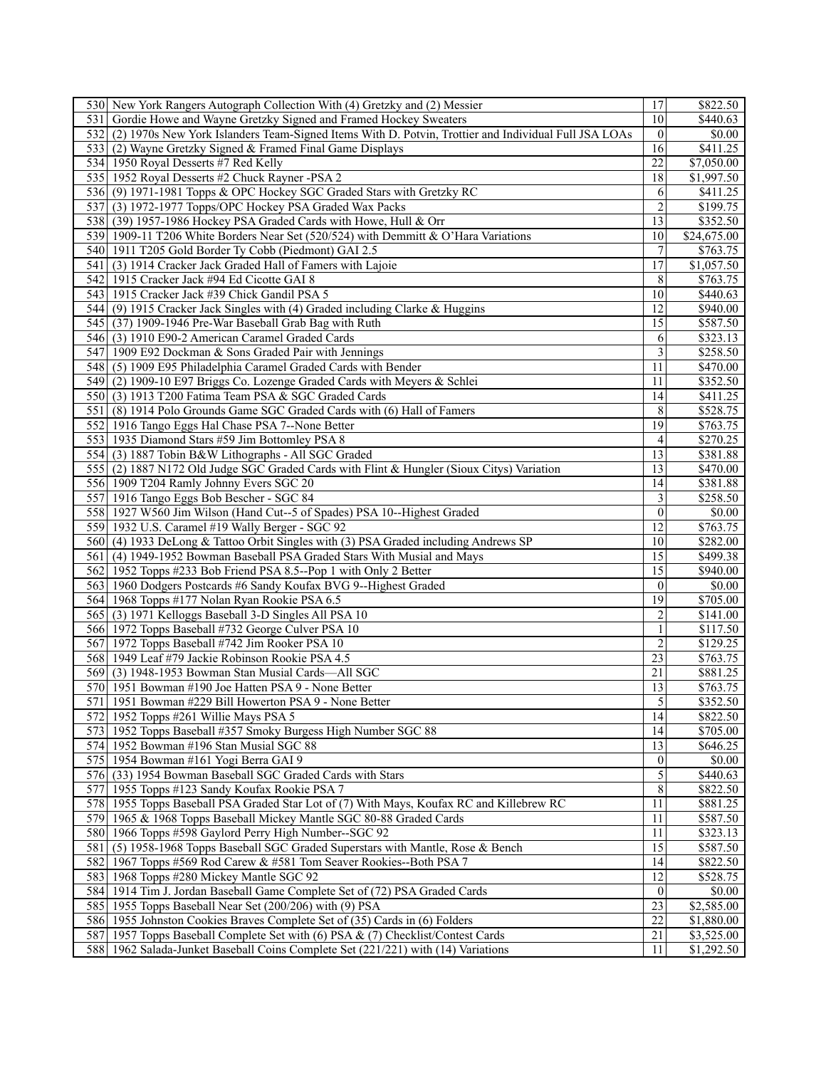| | | | |
|---|---|---|---|
| 530 | New York Rangers Autograph Collection With (4) Gretzky and (2) Messier | 17 | $822.50 |
| 531 | Gordie Howe and Wayne Gretzky Signed and Framed Hockey Sweaters | 10 | $440.63 |
| 532 | (2) 1970s New York Islanders Team-Signed Items With D. Potvin, Trottier and Individual Full JSA LOAs | 0 | $0.00 |
| 533 | (2) Wayne Gretzky Signed & Framed Final Game Displays | 16 | $411.25 |
| 534 | 1950 Royal Desserts #7 Red Kelly | 22 | $7,050.00 |
| 535 | 1952 Royal Desserts #2 Chuck Rayner -PSA 2 | 18 | $1,997.50 |
| 536 | (9) 1971-1981 Topps & OPC Hockey SGC Graded Stars with Gretzky RC | 6 | $411.25 |
| 537 | (3) 1972-1977 Topps/OPC Hockey PSA Graded Wax Packs | 2 | $199.75 |
| 538 | (39) 1957-1986 Hockey PSA Graded Cards with Howe, Hull & Orr | 13 | $352.50 |
| 539 | 1909-11 T206 White Borders Near Set (520/524) with Demmitt & O'Hara Variations | 10 | $24,675.00 |
| 540 | 1911 T205 Gold Border Ty Cobb (Piedmont) GAI 2.5 | 7 | $763.75 |
| 541 | (3) 1914 Cracker Jack Graded Hall of Famers with Lajoie | 17 | $1,057.50 |
| 542 | 1915 Cracker Jack #94 Ed Cicotte GAI 8 | 8 | $763.75 |
| 543 | 1915 Cracker Jack #39 Chick Gandil PSA 5 | 10 | $440.63 |
| 544 | (9) 1915 Cracker Jack Singles with (4) Graded including Clarke & Huggins | 12 | $940.00 |
| 545 | (37) 1909-1946 Pre-War Baseball Grab Bag with Ruth | 15 | $587.50 |
| 546 | (3) 1910 E90-2 American Caramel Graded Cards | 6 | $323.13 |
| 547 | 1909 E92 Dockman & Sons Graded Pair with Jennings | 3 | $258.50 |
| 548 | (5) 1909 E95 Philadelphia Caramel Graded Cards with Bender | 11 | $470.00 |
| 549 | (2) 1909-10 E97 Briggs Co. Lozenge Graded Cards with Meyers & Schlei | 11 | $352.50 |
| 550 | (3) 1913 T200 Fatima Team PSA & SGC Graded Cards | 14 | $411.25 |
| 551 | (8) 1914 Polo Grounds Game SGC Graded Cards with (6) Hall of Famers | 8 | $528.75 |
| 552 | 1916 Tango Eggs Hal Chase PSA 7--None Better | 19 | $763.75 |
| 553 | 1935 Diamond Stars #59 Jim Bottomley PSA 8 | 4 | $270.25 |
| 554 | (3) 1887 Tobin B&W Lithographs - All SGC Graded | 13 | $381.88 |
| 555 | (2) 1887 N172 Old Judge SGC Graded Cards with Flint & Hungler (Sioux Citys) Variation | 13 | $470.00 |
| 556 | 1909 T204 Ramly Johnny Evers SGC 20 | 14 | $381.88 |
| 557 | 1916 Tango Eggs Bob Bescher - SGC 84 | 3 | $258.50 |
| 558 | 1927 W560 Jim Wilson (Hand Cut--5 of Spades) PSA 10--Highest Graded | 0 | $0.00 |
| 559 | 1932 U.S. Caramel #19 Wally Berger - SGC 92 | 12 | $763.75 |
| 560 | (4) 1933 DeLong & Tattoo Orbit Singles with (3) PSA Graded including Andrews SP | 10 | $282.00 |
| 561 | (4) 1949-1952 Bowman Baseball PSA Graded Stars With Musial and Mays | 15 | $499.38 |
| 562 | 1952 Topps #233 Bob Friend PSA 8.5--Pop 1 with Only 2 Better | 15 | $940.00 |
| 563 | 1960 Dodgers Postcards #6 Sandy Koufax BVG 9--Highest Graded | 0 | $0.00 |
| 564 | 1968 Topps #177 Nolan Ryan Rookie PSA 6.5 | 19 | $705.00 |
| 565 | (3) 1971 Kelloggs Baseball 3-D Singles All PSA 10 | 2 | $141.00 |
| 566 | 1972 Topps Baseball #732 George Culver PSA 10 | 1 | $117.50 |
| 567 | 1972 Topps Baseball #742 Jim Rooker PSA 10 | 2 | $129.25 |
| 568 | 1949 Leaf #79 Jackie Robinson Rookie PSA 4.5 | 23 | $763.75 |
| 569 | (3) 1948-1953 Bowman Stan Musial Cards—All SGC | 21 | $881.25 |
| 570 | 1951 Bowman #190 Joe Hatten PSA 9 - None Better | 13 | $763.75 |
| 571 | 1951 Bowman #229 Bill Howerton PSA 9 - None Better | 5 | $352.50 |
| 572 | 1952 Topps #261 Willie Mays PSA 5 | 14 | $822.50 |
| 573 | 1952 Topps Baseball #357 Smoky Burgess High Number SGC 88 | 14 | $705.00 |
| 574 | 1952 Bowman #196 Stan Musial SGC 88 | 13 | $646.25 |
| 575 | 1954 Bowman #161 Yogi Berra GAI 9 | 0 | $0.00 |
| 576 | (33) 1954 Bowman Baseball SGC Graded Cards with Stars | 5 | $440.63 |
| 577 | 1955 Topps #123 Sandy Koufax Rookie PSA 7 | 8 | $822.50 |
| 578 | 1955 Topps Baseball PSA Graded Star Lot of (7) With Mays, Koufax RC and Killebrew RC | 11 | $881.25 |
| 579 | 1965 & 1968 Topps Baseball Mickey Mantle SGC 80-88 Graded Cards | 11 | $587.50 |
| 580 | 1966 Topps #598 Gaylord Perry High Number--SGC 92 | 11 | $323.13 |
| 581 | (5) 1958-1968 Topps Baseball SGC Graded Superstars with Mantle, Rose & Bench | 15 | $587.50 |
| 582 | 1967 Topps #569 Rod Carew & #581 Tom Seaver Rookies--Both PSA 7 | 14 | $822.50 |
| 583 | 1968 Topps #280 Mickey Mantle SGC 92 | 12 | $528.75 |
| 584 | 1914 Tim J. Jordan Baseball Game Complete Set of (72) PSA Graded Cards | 0 | $0.00 |
| 585 | 1955 Topps Baseball Near Set (200/206) with (9) PSA | 23 | $2,585.00 |
| 586 | 1955 Johnston Cookies Braves Complete Set of (35) Cards in (6) Folders | 22 | $1,880.00 |
| 587 | 1957 Topps Baseball Complete Set with (6) PSA & (7) Checklist/Contest Cards | 21 | $3,525.00 |
| 588 | 1962 Salada-Junket Baseball Coins Complete Set (221/221) with (14) Variations | 11 | $1,292.50 |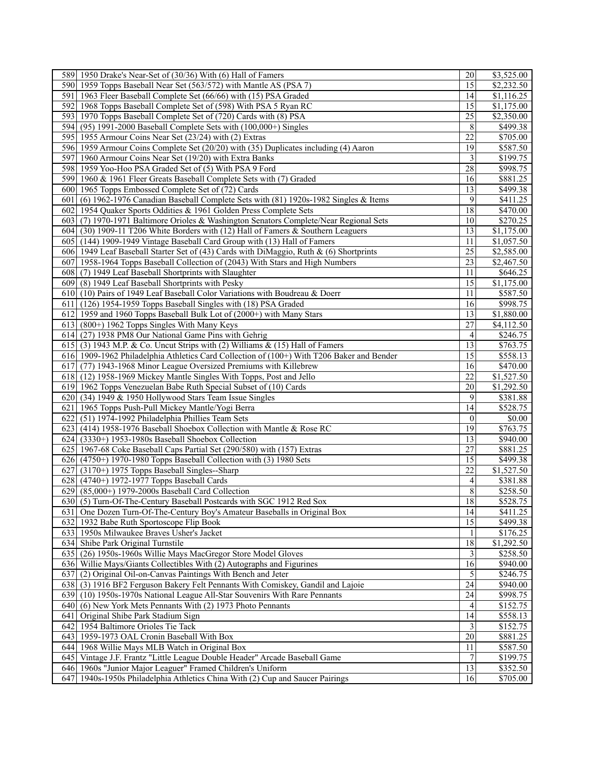| | | | |
|---|---|---|---|
| 589 | 1950 Drake's Near-Set of (30/36) With (6) Hall of Famers | 20 | $3,525.00 |
| 590 | 1959 Topps Baseball Near Set (563/572) with Mantle AS (PSA 7) | 15 | $2,232.50 |
| 591 | 1963 Fleer Baseball Complete Set (66/66) with (15) PSA Graded | 14 | $1,116.25 |
| 592 | 1968 Topps Baseball Complete Set of (598) With PSA 5 Ryan RC | 15 | $1,175.00 |
| 593 | 1970 Topps Baseball Complete Set of (720) Cards with (8) PSA | 25 | $2,350.00 |
| 594 | (95) 1991-2000 Baseball Complete Sets with (100,000+) Singles | 8 | $499.38 |
| 595 | 1955 Armour Coins Near Set (23/24) with (2) Extras | 22 | $705.00 |
| 596 | 1959 Armour Coins Complete Set (20/20) with (35) Duplicates including (4) Aaron | 19 | $587.50 |
| 597 | 1960 Armour Coins Near Set (19/20) with Extra Banks | 3 | $199.75 |
| 598 | 1959 Yoo-Hoo PSA Graded Set of (5) With PSA 9 Ford | 28 | $998.75 |
| 599 | 1960 & 1961 Fleer Greats Baseball Complete Sets with (7) Graded | 16 | $881.25 |
| 600 | 1965 Topps Embossed Complete Set of (72) Cards | 13 | $499.38 |
| 601 | (6) 1962-1976 Canadian Baseball Complete Sets with (81) 1920s-1982 Singles & Items | 9 | $411.25 |
| 602 | 1954 Quaker Sports Oddities & 1961 Golden Press Complete Sets | 18 | $470.00 |
| 603 | (7) 1970-1971 Baltimore Orioles & Washington Senators Complete/Near Regional Sets | 10 | $270.25 |
| 604 | (30) 1909-11 T206 White Borders with (12) Hall of Famers & Southern Leaguers | 13 | $1,175.00 |
| 605 | (144) 1909-1949 Vintage Baseball Card Group with (13) Hall of Famers | 11 | $1,057.50 |
| 606 | 1949 Leaf Baseball Starter Set of (43) Cards with DiMaggio, Ruth & (6) Shortprints | 25 | $2,585.00 |
| 607 | 1958-1964 Topps Baseball Collection of (2043) With Stars and High Numbers | 23 | $2,467.50 |
| 608 | (7) 1949 Leaf Baseball Shortprints with Slaughter | 11 | $646.25 |
| 609 | (8) 1949 Leaf Baseball Shortprints with Pesky | 15 | $1,175.00 |
| 610 | (10) Pairs of 1949 Leaf Baseball Color Variations with Boudreau & Doerr | 11 | $587.50 |
| 611 | (126) 1954-1959 Topps Baseball Singles with (18) PSA Graded | 16 | $998.75 |
| 612 | 1959 and 1960 Topps Baseball Bulk Lot of (2000+) with Many Stars | 13 | $1,880.00 |
| 613 | (800+) 1962 Topps Singles With Many Keys | 27 | $4,112.50 |
| 614 | (27) 1938 PM8 Our National Game Pins with Gehrig | 4 | $246.75 |
| 615 | (3) 1943 M.P. & Co. Uncut Strips with (2) Williams & (15) Hall of Famers | 13 | $763.75 |
| 616 | 1909-1962 Philadelphia Athletics Card Collection of (100+) With T206 Baker and Bender | 15 | $558.13 |
| 617 | (77) 1943-1968 Minor League Oversized Premiums with Killebrew | 16 | $470.00 |
| 618 | (12) 1958-1969 Mickey Mantle Singles With Topps, Post and Jello | 22 | $1,527.50 |
| 619 | 1962 Topps Venezuelan Babe Ruth Special Subset of (10) Cards | 20 | $1,292.50 |
| 620 | (34) 1949 & 1950 Hollywood Stars Team Issue Singles | 9 | $381.88 |
| 621 | 1965 Topps Push-Pull Mickey Mantle/Yogi Berra | 14 | $528.75 |
| 622 | (51) 1974-1992 Philadelphia Phillies Team Sets | 0 | $0.00 |
| 623 | (414) 1958-1976 Baseball Shoebox Collection with Mantle & Rose RC | 19 | $763.75 |
| 624 | (3330+) 1953-1980s Baseball Shoebox Collection | 13 | $940.00 |
| 625 | 1967-68 Coke Baseball Caps Partial Set (290/580) with (157) Extras | 27 | $881.25 |
| 626 | (4750+) 1970-1980 Topps Baseball Collection with (3) 1980 Sets | 15 | $499.38 |
| 627 | (3170+) 1975 Topps Baseball Singles--Sharp | 22 | $1,527.50 |
| 628 | (4740+) 1972-1977 Topps Baseball Cards | 4 | $381.88 |
| 629 | (85,000+) 1979-2000s Baseball Card Collection | 8 | $258.50 |
| 630 | (5) Turn-Of-The-Century Baseball Postcards with SGC 1912 Red Sox | 18 | $528.75 |
| 631 | One Dozen Turn-Of-The-Century Boy's Amateur Baseballs in Original Box | 14 | $411.25 |
| 632 | 1932 Babe Ruth Sportoscope Flip Book | 15 | $499.38 |
| 633 | 1950s Milwaukee Braves Usher's Jacket | 1 | $176.25 |
| 634 | Shibe Park Original Turnstile | 18 | $1,292.50 |
| 635 | (26) 1950s-1960s Willie Mays MacGregor Store Model Gloves | 3 | $258.50 |
| 636 | Willie Mays/Giants Collectibles With (2) Autographs and Figurines | 16 | $940.00 |
| 637 | (2) Original Oil-on-Canvas Paintings With Bench and Jeter | 5 | $246.75 |
| 638 | (3) 1916 BF2 Ferguson Bakery Felt Pennants With Comiskey, Gandil and Lajoie | 24 | $940.00 |
| 639 | (10) 1950s-1970s National League All-Star Souvenirs With Rare Pennants | 24 | $998.75 |
| 640 | (6) New York Mets Pennants With (2) 1973 Photo Pennants | 4 | $152.75 |
| 641 | Original Shibe Park Stadium Sign | 14 | $558.13 |
| 642 | 1954 Baltimore Orioles Tie Tack | 3 | $152.75 |
| 643 | 1959-1973 OAL Cronin Baseball With Box | 20 | $881.25 |
| 644 | 1968 Willie Mays MLB Watch in Original Box | 11 | $587.50 |
| 645 | Vintage J.F. Frantz "Little League Double Header" Arcade Baseball Game | 7 | $199.75 |
| 646 | 1960s "Junior Major Leaguer" Framed Children's Uniform | 13 | $352.50 |
| 647 | 1940s-1950s Philadelphia Athletics China With (2) Cup and Saucer Pairings | 16 | $705.00 |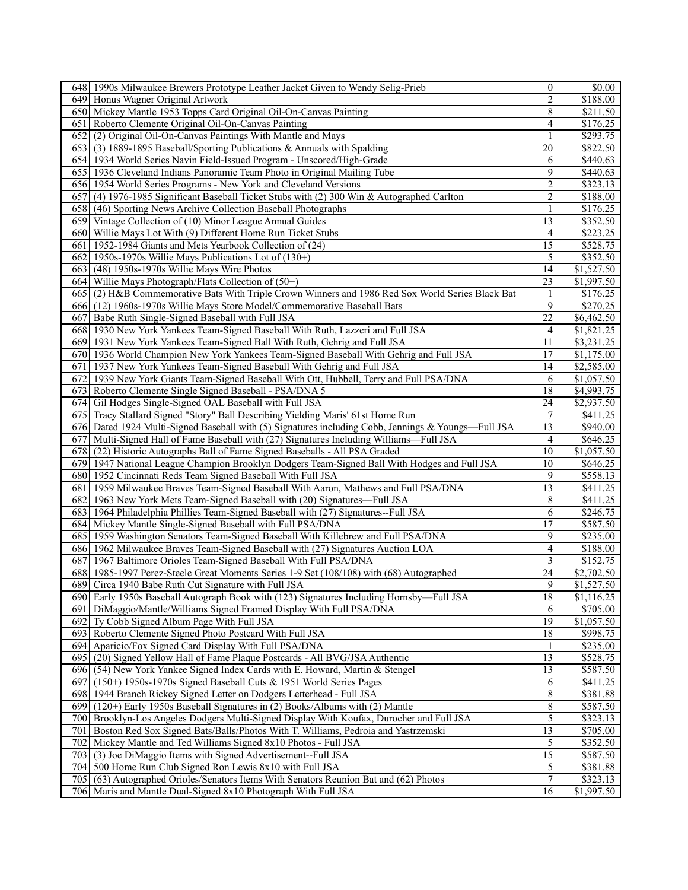| | | | |
|---|---|---|---|
| 648 | 1990s Milwaukee Brewers Prototype Leather Jacket Given to Wendy Selig-Prieb | 0 | $0.00 |
| 649 | Honus Wagner Original Artwork | 2 | $188.00 |
| 650 | Mickey Mantle 1953 Topps Card Original Oil-On-Canvas Painting | 8 | $211.50 |
| 651 | Roberto Clemente Original Oil-On-Canvas Painting | 4 | $176.25 |
| 652 | (2) Original Oil-On-Canvas Paintings With Mantle and Mays | 1 | $293.75 |
| 653 | (3) 1889-1895 Baseball/Sporting Publications & Annuals with Spalding | 20 | $822.50 |
| 654 | 1934 World Series Navin Field-Issued Program - Unscored/High-Grade | 6 | $440.63 |
| 655 | 1936 Cleveland Indians Panoramic Team Photo in Original Mailing Tube | 9 | $440.63 |
| 656 | 1954 World Series Programs - New York and Cleveland Versions | 2 | $323.13 |
| 657 | (4) 1976-1985 Significant Baseball Ticket Stubs with (2) 300 Win & Autographed Carlton | 2 | $188.00 |
| 658 | (46) Sporting News Archive Collection Baseball Photographs | 1 | $176.25 |
| 659 | Vintage Collection of (10) Minor League Annual Guides | 13 | $352.50 |
| 660 | Willie Mays Lot With (9) Different Home Run Ticket Stubs | 4 | $223.25 |
| 661 | 1952-1984 Giants and Mets Yearbook Collection of (24) | 15 | $528.75 |
| 662 | 1950s-1970s Willie Mays Publications Lot of (130+) | 5 | $352.50 |
| 663 | (48) 1950s-1970s Willie Mays Wire Photos | 14 | $1,527.50 |
| 664 | Willie Mays Photograph/Flats Collection of (50+) | 23 | $1,997.50 |
| 665 | (2) H&B Commemorative Bats With Triple Crown Winners and 1986 Red Sox World Series Black Bat | 1 | $176.25 |
| 666 | (12) 1960s-1970s Willie Mays Store Model/Commemorative Baseball Bats | 9 | $270.25 |
| 667 | Babe Ruth Single-Signed Baseball with Full JSA | 22 | $6,462.50 |
| 668 | 1930 New York Yankees Team-Signed Baseball With Ruth, Lazzeri and Full JSA | 4 | $1,821.25 |
| 669 | 1931 New York Yankees Team-Signed Ball With Ruth, Gehrig and Full JSA | 11 | $3,231.25 |
| 670 | 1936 World Champion New York Yankees Team-Signed Baseball With Gehrig and Full JSA | 17 | $1,175.00 |
| 671 | 1937 New York Yankees Team-Signed Baseball With Gehrig and Full JSA | 14 | $2,585.00 |
| 672 | 1939 New York Giants Team-Signed Baseball With Ott, Hubbell, Terry and Full PSA/DNA | 6 | $1,057.50 |
| 673 | Roberto Clemente Single Signed Baseball - PSA/DNA 5 | 18 | $4,993.75 |
| 674 | Gil Hodges Single-Signed OAL Baseball with Full JSA | 24 | $2,937.50 |
| 675 | Tracy Stallard Signed "Story" Ball Describing Yielding Maris' 61st Home Run | 7 | $411.25 |
| 676 | Dated 1924 Multi-Signed Baseball with (5) Signatures including Cobb, Jennings & Youngs—Full JSA | 13 | $940.00 |
| 677 | Multi-Signed Hall of Fame Baseball with (27) Signatures Including Williams—Full JSA | 4 | $646.25 |
| 678 | (22) Historic Autographs Ball of Fame Signed Baseballs - All PSA Graded | 10 | $1,057.50 |
| 679 | 1947 National League Champion Brooklyn Dodgers Team-Signed Ball With Hodges and Full JSA | 10 | $646.25 |
| 680 | 1952 Cincinnati Reds Team Signed Baseball With Full JSA | 9 | $558.13 |
| 681 | 1959 Milwaukee Braves Team-Signed Baseball With Aaron, Mathews and Full PSA/DNA | 13 | $411.25 |
| 682 | 1963 New York Mets Team-Signed Baseball with (20) Signatures—Full JSA | 8 | $411.25 |
| 683 | 1964 Philadelphia Phillies Team-Signed Baseball with (27) Signatures--Full JSA | 6 | $246.75 |
| 684 | Mickey Mantle Single-Signed Baseball with Full PSA/DNA | 17 | $587.50 |
| 685 | 1959 Washington Senators Team-Signed Baseball With Killebrew and Full PSA/DNA | 9 | $235.00 |
| 686 | 1962 Milwaukee Braves Team-Signed Baseball with (27) Signatures Auction LOA | 4 | $188.00 |
| 687 | 1967 Baltimore Orioles Team-Signed Baseball With Full PSA/DNA | 3 | $152.75 |
| 688 | 1985-1997 Perez-Steele Great Moments Series 1-9 Set (108/108) with (68) Autographed | 24 | $2,702.50 |
| 689 | Circa 1940 Babe Ruth Cut Signature with Full JSA | 9 | $1,527.50 |
| 690 | Early 1950s Baseball Autograph Book with (123) Signatures Including Hornsby—Full JSA | 18 | $1,116.25 |
| 691 | DiMaggio/Mantle/Williams Signed Framed Display With Full PSA/DNA | 6 | $705.00 |
| 692 | Ty Cobb Signed Album Page With Full JSA | 19 | $1,057.50 |
| 693 | Roberto Clemente Signed Photo Postcard With Full JSA | 18 | $998.75 |
| 694 | Aparicio/Fox Signed Card Display With Full PSA/DNA | 1 | $235.00 |
| 695 | (20) Signed Yellow Hall of Fame Plaque Postcards - All BVG/JSA Authentic | 13 | $528.75 |
| 696 | (54) New York Yankee Signed Index Cards with E. Howard, Martin & Stengel | 13 | $587.50 |
| 697 | (150+) 1950s-1970s Signed Baseball Cuts & 1951 World Series Pages | 6 | $411.25 |
| 698 | 1944 Branch Rickey Signed Letter on Dodgers Letterhead - Full JSA | 8 | $381.88 |
| 699 | (120+) Early 1950s Baseball Signatures in (2) Books/Albums with (2) Mantle | 8 | $587.50 |
| 700 | Brooklyn-Los Angeles Dodgers Multi-Signed Display With Koufax, Durocher and Full JSA | 5 | $323.13 |
| 701 | Boston Red Sox Signed Bats/Balls/Photos With T. Williams, Pedroia and Yastrzemski | 13 | $705.00 |
| 702 | Mickey Mantle and Ted Williams Signed 8x10 Photos - Full JSA | 5 | $352.50 |
| 703 | (3) Joe DiMaggio Items with Signed Advertisement--Full JSA | 15 | $587.50 |
| 704 | 500 Home Run Club Signed Ron Lewis 8x10 with Full JSA | 5 | $381.88 |
| 705 | (63) Autographed Orioles/Senators Items With Senators Reunion Bat and (62) Photos | 7 | $323.13 |
| 706 | Maris and Mantle Dual-Signed 8x10 Photograph With Full JSA | 16 | $1,997.50 |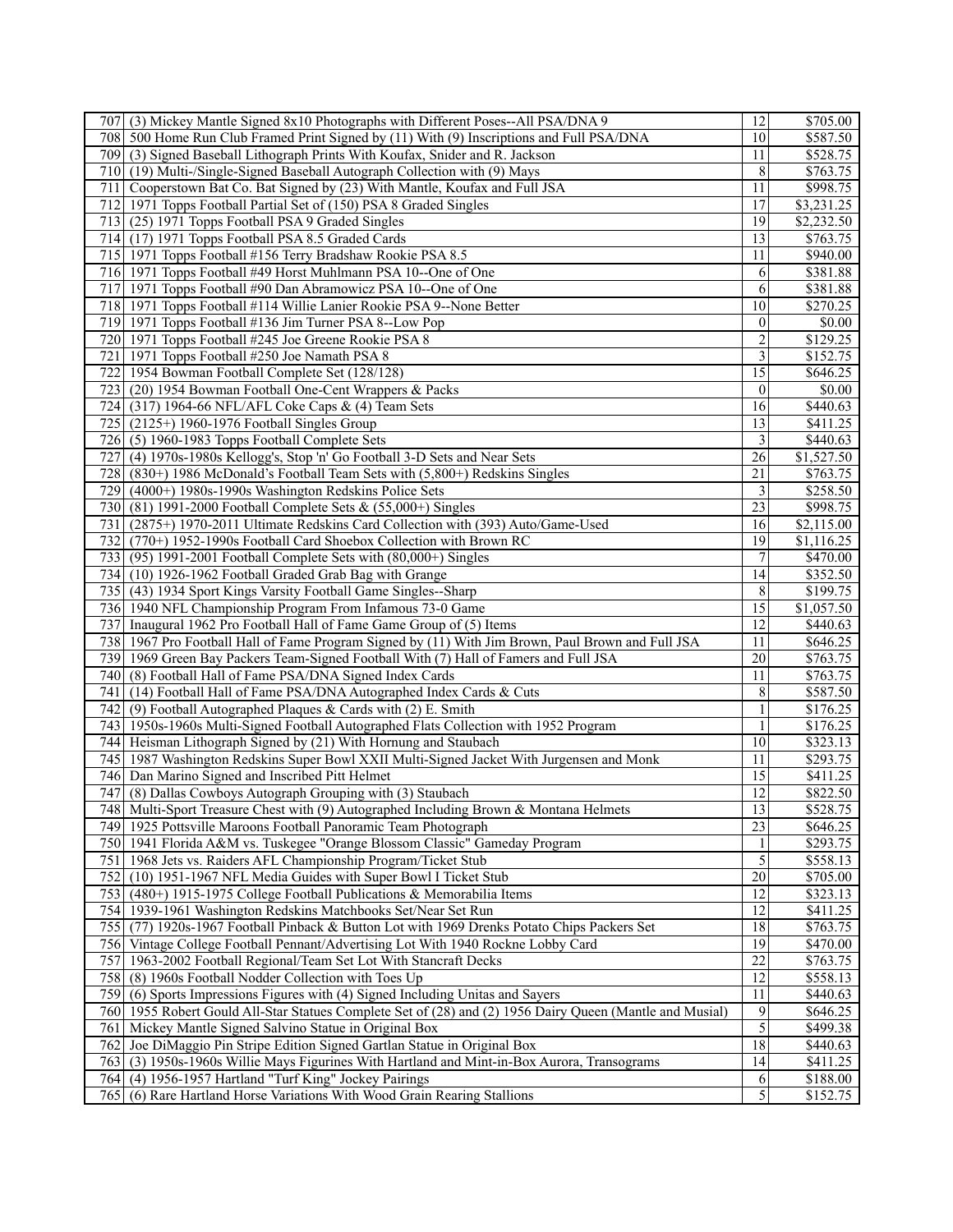| | | | |
|---|---|---|---|
| 707 | (3) Mickey Mantle Signed 8x10 Photographs with Different Poses--All PSA/DNA 9 | 12 | $705.00 |
| 708 | 500 Home Run Club Framed Print Signed by (11) With (9) Inscriptions and Full PSA/DNA | 10 | $587.50 |
| 709 | (3) Signed Baseball Lithograph Prints With Koufax, Snider and R. Jackson | 11 | $528.75 |
| 710 | (19) Multi-/Single-Signed Baseball Autograph Collection with (9) Mays | 8 | $763.75 |
| 711 | Cooperstown Bat Co. Bat Signed by (23) With Mantle, Koufax and Full JSA | 11 | $998.75 |
| 712 | 1971 Topps Football Partial Set of (150) PSA 8 Graded Singles | 17 | $3,231.25 |
| 713 | (25) 1971 Topps Football PSA 9 Graded Singles | 19 | $2,232.50 |
| 714 | (17) 1971 Topps Football PSA 8.5 Graded Cards | 13 | $763.75 |
| 715 | 1971 Topps Football #156 Terry Bradshaw Rookie PSA 8.5 | 11 | $940.00 |
| 716 | 1971 Topps Football #49 Horst Muhlmann PSA 10--One of One | 6 | $381.88 |
| 717 | 1971 Topps Football #90 Dan Abramowicz PSA 10--One of One | 6 | $381.88 |
| 718 | 1971 Topps Football #114 Willie Lanier Rookie PSA 9--None Better | 10 | $270.25 |
| 719 | 1971 Topps Football #136 Jim Turner PSA 8--Low Pop | 0 | $0.00 |
| 720 | 1971 Topps Football #245 Joe Greene Rookie PSA 8 | 2 | $129.25 |
| 721 | 1971 Topps Football #250 Joe Namath PSA 8 | 3 | $152.75 |
| 722 | 1954 Bowman Football Complete Set (128/128) | 15 | $646.25 |
| 723 | (20) 1954 Bowman Football One-Cent Wrappers & Packs | 0 | $0.00 |
| 724 | (317) 1964-66 NFL/AFL Coke Caps & (4) Team Sets | 16 | $440.63 |
| 725 | (2125+) 1960-1976 Football Singles Group | 13 | $411.25 |
| 726 | (5) 1960-1983 Topps Football Complete Sets | 3 | $440.63 |
| 727 | (4) 1970s-1980s Kellogg's, Stop 'n' Go Football 3-D Sets and Near Sets | 26 | $1,527.50 |
| 728 | (830+) 1986 McDonald's Football Team Sets with (5,800+) Redskins Singles | 21 | $763.75 |
| 729 | (4000+) 1980s-1990s Washington Redskins Police Sets | 3 | $258.50 |
| 730 | (81) 1991-2000 Football Complete Sets & (55,000+) Singles | 23 | $998.75 |
| 731 | (2875+) 1970-2011 Ultimate Redskins Card Collection with (393) Auto/Game-Used | 16 | $2,115.00 |
| 732 | (770+) 1952-1990s Football Card Shoebox Collection with Brown RC | 19 | $1,116.25 |
| 733 | (95) 1991-2001 Football Complete Sets with (80,000+) Singles | 7 | $470.00 |
| 734 | (10) 1926-1962 Football Graded Grab Bag with Grange | 14 | $352.50 |
| 735 | (43) 1934 Sport Kings Varsity Football Game Singles--Sharp | 8 | $199.75 |
| 736 | 1940 NFL Championship Program From Infamous 73-0 Game | 15 | $1,057.50 |
| 737 | Inaugural 1962 Pro Football Hall of Fame Game Group of (5) Items | 12 | $440.63 |
| 738 | 1967 Pro Football Hall of Fame Program Signed by (11) With Jim Brown, Paul Brown and Full JSA | 11 | $646.25 |
| 739 | 1969 Green Bay Packers Team-Signed Football With (7) Hall of Famers and Full JSA | 20 | $763.75 |
| 740 | (8) Football Hall of Fame PSA/DNA Signed Index Cards | 11 | $763.75 |
| 741 | (14) Football Hall of Fame PSA/DNA Autographed Index Cards & Cuts | 8 | $587.50 |
| 742 | (9) Football Autographed Plaques & Cards with (2) E. Smith | 1 | $176.25 |
| 743 | 1950s-1960s Multi-Signed Football Autographed Flats Collection with 1952 Program | 1 | $176.25 |
| 744 | Heisman Lithograph Signed by (21) With Hornung and Staubach | 10 | $323.13 |
| 745 | 1987 Washington Redskins Super Bowl XXII Multi-Signed Jacket With Jurgensen and Monk | 11 | $293.75 |
| 746 | Dan Marino Signed and Inscribed Pitt Helmet | 15 | $411.25 |
| 747 | (8) Dallas Cowboys Autograph Grouping with (3) Staubach | 12 | $822.50 |
| 748 | Multi-Sport Treasure Chest with (9) Autographed Including Brown & Montana Helmets | 13 | $528.75 |
| 749 | 1925 Pottsville Maroons Football Panoramic Team Photograph | 23 | $646.25 |
| 750 | 1941 Florida A&M vs. Tuskegee "Orange Blossom Classic" Gameday Program | 1 | $293.75 |
| 751 | 1968 Jets vs. Raiders AFL Championship Program/Ticket Stub | 5 | $558.13 |
| 752 | (10) 1951-1967 NFL Media Guides with Super Bowl I Ticket Stub | 20 | $705.00 |
| 753 | (480+) 1915-1975 College Football Publications & Memorabilia Items | 12 | $323.13 |
| 754 | 1939-1961 Washington Redskins Matchbooks Set/Near Set Run | 12 | $411.25 |
| 755 | (77) 1920s-1967 Football Pinback & Button Lot with 1969 Drenks Potato Chips Packers Set | 18 | $763.75 |
| 756 | Vintage College Football Pennant/Advertising Lot With 1940 Rockne Lobby Card | 19 | $470.00 |
| 757 | 1963-2002 Football Regional/Team Set Lot With Stancraft Decks | 22 | $763.75 |
| 758 | (8) 1960s Football Nodder Collection with Toes Up | 12 | $558.13 |
| 759 | (6) Sports Impressions Figures with (4) Signed Including Unitas and Sayers | 11 | $440.63 |
| 760 | 1955 Robert Gould All-Star Statues Complete Set of (28) and (2) 1956 Dairy Queen (Mantle and Musial) | 9 | $646.25 |
| 761 | Mickey Mantle Signed Salvino Statue in Original Box | 5 | $499.38 |
| 762 | Joe DiMaggio Pin Stripe Edition Signed Gartlan Statue in Original Box | 18 | $440.63 |
| 763 | (3) 1950s-1960s Willie Mays Figurines With Hartland and Mint-in-Box Aurora, Transograms | 14 | $411.25 |
| 764 | (4) 1956-1957 Hartland "Turf King" Jockey Pairings | 6 | $188.00 |
| 765 | (6) Rare Hartland Horse Variations With Wood Grain Rearing Stallions | 5 | $152.75 |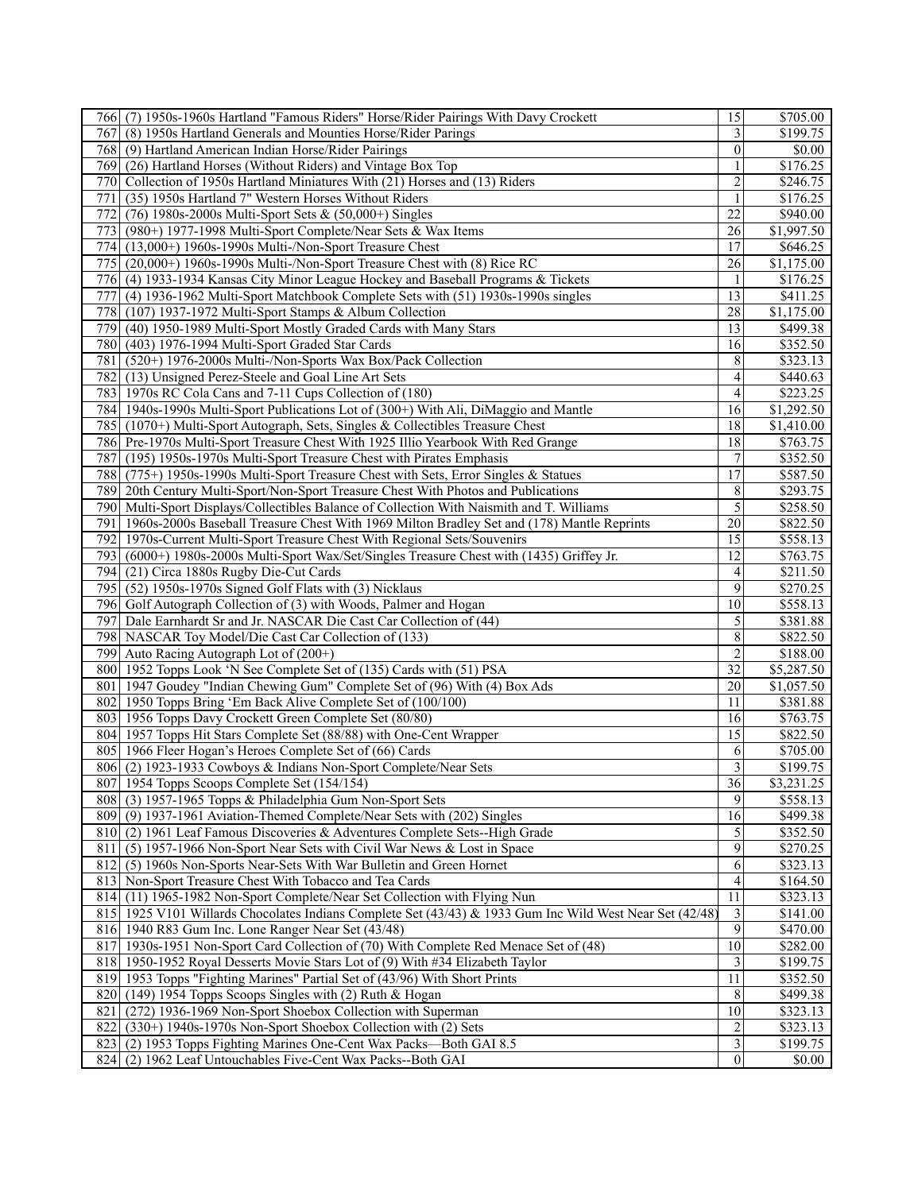| | | | |
|---|---|---|---|
| 766 | (7) 1950s-1960s Hartland "Famous Riders" Horse/Rider Pairings With Davy Crockett | 15 | $705.00 |
| 767 | (8) 1950s Hartland Generals and Mounties Horse/Rider Parings | 3 | $199.75 |
| 768 | (9) Hartland American Indian Horse/Rider Pairings | 0 | $0.00 |
| 769 | (26) Hartland Horses (Without Riders) and Vintage Box Top | 1 | $176.25 |
| 770 | Collection of 1950s Hartland Miniatures With (21) Horses and (13) Riders | 2 | $246.75 |
| 771 | (35) 1950s Hartland 7" Western Horses Without Riders | 1 | $176.25 |
| 772 | (76) 1980s-2000s Multi-Sport Sets & (50,000+) Singles | 22 | $940.00 |
| 773 | (980+) 1977-1998 Multi-Sport Complete/Near Sets & Wax Items | 26 | $1,997.50 |
| 774 | (13,000+) 1960s-1990s Multi-/Non-Sport Treasure Chest | 17 | $646.25 |
| 775 | (20,000+) 1960s-1990s Multi-/Non-Sport Treasure Chest with (8) Rice RC | 26 | $1,175.00 |
| 776 | (4) 1933-1934 Kansas City Minor League Hockey and Baseball Programs & Tickets | 1 | $176.25 |
| 777 | (4) 1936-1962 Multi-Sport Matchbook Complete Sets with (51) 1930s-1990s singles | 13 | $411.25 |
| 778 | (107) 1937-1972 Multi-Sport Stamps & Album Collection | 28 | $1,175.00 |
| 779 | (40) 1950-1989 Multi-Sport Mostly Graded Cards with Many Stars | 13 | $499.38 |
| 780 | (403) 1976-1994 Multi-Sport Graded Star Cards | 16 | $352.50 |
| 781 | (520+) 1976-2000s Multi-/Non-Sports Wax Box/Pack Collection | 8 | $323.13 |
| 782 | (13) Unsigned Perez-Steele and Goal Line Art Sets | 4 | $440.63 |
| 783 | 1970s RC Cola Cans and 7-11 Cups Collection of (180) | 4 | $223.25 |
| 784 | 1940s-1990s Multi-Sport Publications Lot of (300+) With Ali, DiMaggio and Mantle | 16 | $1,292.50 |
| 785 | (1070+) Multi-Sport Autograph, Sets, Singles & Collectibles Treasure Chest | 18 | $1,410.00 |
| 786 | Pre-1970s Multi-Sport Treasure Chest With 1925 Illio Yearbook With Red Grange | 18 | $763.75 |
| 787 | (195) 1950s-1970s Multi-Sport Treasure Chest with Pirates Emphasis | 7 | $352.50 |
| 788 | (775+) 1950s-1990s Multi-Sport Treasure Chest with Sets, Error Singles & Statues | 17 | $587.50 |
| 789 | 20th Century Multi-Sport/Non-Sport Treasure Chest With Photos and Publications | 8 | $293.75 |
| 790 | Multi-Sport Displays/Collectibles Balance of Collection With Naismith and T. Williams | 5 | $258.50 |
| 791 | 1960s-2000s Baseball Treasure Chest With 1969 Milton Bradley Set and (178) Mantle Reprints | 20 | $822.50 |
| 792 | 1970s-Current Multi-Sport Treasure Chest With Regional Sets/Souvenirs | 15 | $558.13 |
| 793 | (6000+) 1980s-2000s Multi-Sport Wax/Set/Singles Treasure Chest with (1435) Griffey Jr. | 12 | $763.75 |
| 794 | (21) Circa 1880s Rugby Die-Cut Cards | 4 | $211.50 |
| 795 | (52) 1950s-1970s Signed Golf Flats with (3) Nicklaus | 9 | $270.25 |
| 796 | Golf Autograph Collection of (3) with Woods, Palmer and Hogan | 10 | $558.13 |
| 797 | Dale Earnhardt Sr and Jr. NASCAR Die Cast Car Collection of (44) | 5 | $381.88 |
| 798 | NASCAR Toy Model/Die Cast Car Collection of (133) | 8 | $822.50 |
| 799 | Auto Racing Autograph Lot of (200+) | 2 | $188.00 |
| 800 | 1952 Topps Look 'N See Complete Set of (135) Cards with (51) PSA | 32 | $5,287.50 |
| 801 | 1947 Goudey "Indian Chewing Gum" Complete Set of (96) With (4) Box Ads | 20 | $1,057.50 |
| 802 | 1950 Topps Bring 'Em Back Alive Complete Set of (100/100) | 11 | $381.88 |
| 803 | 1956 Topps Davy Crockett Green Complete Set (80/80) | 16 | $763.75 |
| 804 | 1957 Topps Hit Stars Complete Set (88/88) with One-Cent Wrapper | 15 | $822.50 |
| 805 | 1966 Fleer Hogan's Heroes Complete Set of (66) Cards | 6 | $705.00 |
| 806 | (2) 1923-1933 Cowboys & Indians Non-Sport Complete/Near Sets | 3 | $199.75 |
| 807 | 1954 Topps Scoops Complete Set (154/154) | 36 | $3,231.25 |
| 808 | (3) 1957-1965 Topps & Philadelphia Gum Non-Sport Sets | 9 | $558.13 |
| 809 | (9) 1937-1961 Aviation-Themed Complete/Near Sets with (202) Singles | 16 | $499.38 |
| 810 | (2) 1961 Leaf Famous Discoveries & Adventures Complete Sets--High Grade | 5 | $352.50 |
| 811 | (5) 1957-1966 Non-Sport Near Sets with Civil War News & Lost in Space | 9 | $270.25 |
| 812 | (5) 1960s Non-Sports Near-Sets With War Bulletin and Green Hornet | 6 | $323.13 |
| 813 | Non-Sport Treasure Chest With Tobacco and Tea Cards | 4 | $164.50 |
| 814 | (11) 1965-1982 Non-Sport Complete/Near Set Collection with Flying Nun | 11 | $323.13 |
| 815 | 1925 V101 Willards Chocolates Indians Complete Set (43/43) & 1933 Gum Inc Wild West Near Set (42/48) | 3 | $141.00 |
| 816 | 1940 R83 Gum Inc. Lone Ranger Near Set (43/48) | 9 | $470.00 |
| 817 | 1930s-1951 Non-Sport Card Collection of (70) With Complete Red Menace Set of (48) | 10 | $282.00 |
| 818 | 1950-1952 Royal Desserts Movie Stars Lot of (9) With #34 Elizabeth Taylor | 3 | $199.75 |
| 819 | 1953 Topps "Fighting Marines" Partial Set of (43/96) With Short Prints | 11 | $352.50 |
| 820 | (149) 1954 Topps Scoops Singles with (2) Ruth & Hogan | 8 | $499.38 |
| 821 | (272) 1936-1969 Non-Sport Shoebox Collection with Superman | 10 | $323.13 |
| 822 | (330+) 1940s-1970s Non-Sport Shoebox Collection with (2) Sets | 2 | $323.13 |
| 823 | (2) 1953 Topps Fighting Marines One-Cent Wax Packs—Both GAI 8.5 | 3 | $199.75 |
| 824 | (2) 1962 Leaf Untouchables Five-Cent Wax Packs--Both GAI | 0 | $0.00 |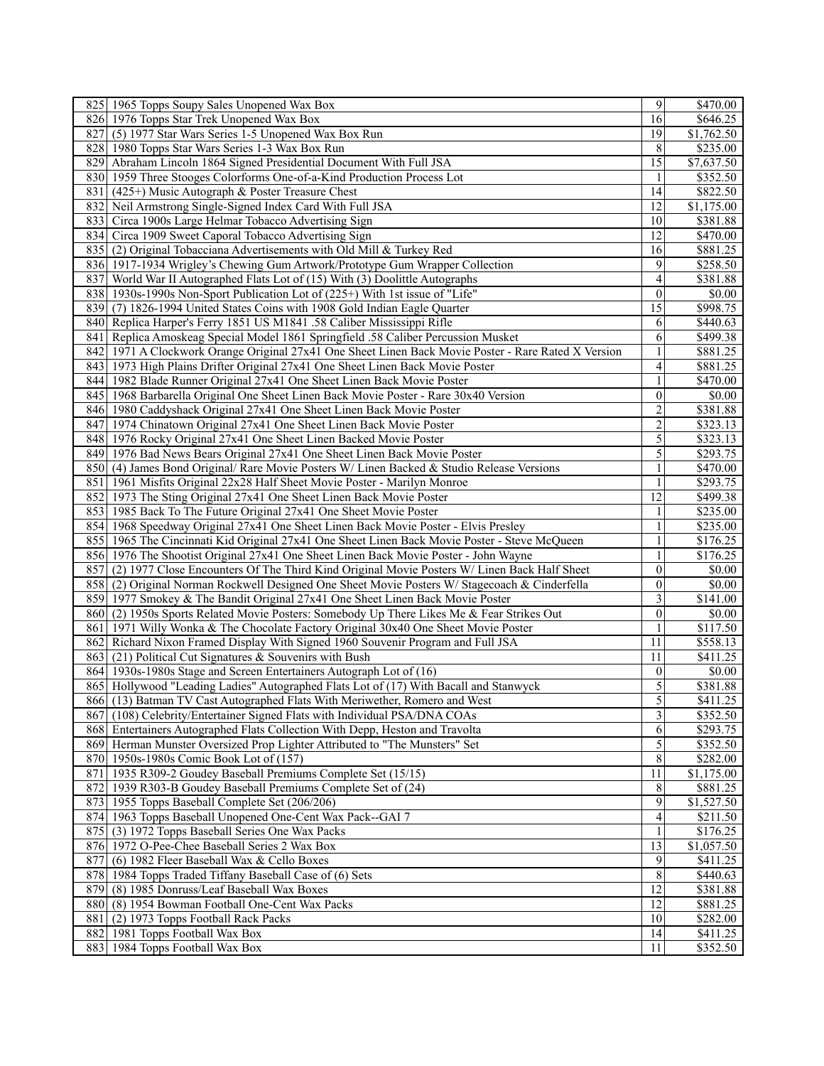| | | | |
|---|---|---|---|
| 825 | 1965 Topps Soupy Sales Unopened Wax Box | 9 | $470.00 |
| 826 | 1976 Topps Star Trek Unopened Wax Box | 16 | $646.25 |
| 827 | (5) 1977 Star Wars Series 1-5 Unopened Wax Box Run | 19 | $1,762.50 |
| 828 | 1980 Topps Star Wars Series 1-3 Wax Box Run | 8 | $235.00 |
| 829 | Abraham Lincoln 1864 Signed Presidential Document With Full JSA | 15 | $7,637.50 |
| 830 | 1959 Three Stooges Colorforms One-of-a-Kind Production Process Lot | 1 | $352.50 |
| 831 | (425+) Music Autograph & Poster Treasure Chest | 14 | $822.50 |
| 832 | Neil Armstrong Single-Signed Index Card With Full JSA | 12 | $1,175.00 |
| 833 | Circa 1900s Large Helmar Tobacco Advertising Sign | 10 | $381.88 |
| 834 | Circa 1909 Sweet Caporal Tobacco Advertising Sign | 12 | $470.00 |
| 835 | (2) Original Tobacciana Advertisements with Old Mill & Turkey Red | 16 | $881.25 |
| 836 | 1917-1934 Wrigley's Chewing Gum Artwork/Prototype Gum Wrapper Collection | 9 | $258.50 |
| 837 | World War II Autographed Flats Lot of (15) With (3) Doolittle Autographs | 4 | $381.88 |
| 838 | 1930s-1990s Non-Sport Publication Lot of (225+) With 1st issue of "Life" | 0 | $0.00 |
| 839 | (7) 1826-1994 United States Coins with 1908 Gold Indian Eagle Quarter | 15 | $998.75 |
| 840 | Replica Harper's Ferry 1851 US M1841 .58 Caliber Mississippi Rifle | 6 | $440.63 |
| 841 | Replica Amoskeag Special Model 1861 Springfield .58 Caliber Percussion Musket | 6 | $499.38 |
| 842 | 1971 A Clockwork Orange Original 27x41 One Sheet Linen Back Movie Poster - Rare Rated X Version | 1 | $881.25 |
| 843 | 1973 High Plains Drifter Original 27x41 One Sheet Linen Back Movie Poster | 4 | $881.25 |
| 844 | 1982 Blade Runner Original 27x41 One Sheet Linen Back Movie Poster | 1 | $470.00 |
| 845 | 1968 Barbarella Original One Sheet Linen Back Movie Poster - Rare 30x40 Version | 0 | $0.00 |
| 846 | 1980 Caddyshack Original 27x41 One Sheet Linen Back Movie Poster | 2 | $381.88 |
| 847 | 1974 Chinatown Original 27x41 One Sheet Linen Back Movie Poster | 2 | $323.13 |
| 848 | 1976 Rocky Original 27x41 One Sheet Linen Backed Movie Poster | 5 | $323.13 |
| 849 | 1976 Bad News Bears Original 27x41 One Sheet Linen Back Movie Poster | 5 | $293.75 |
| 850 | (4) James Bond Original/ Rare Movie Posters W/ Linen Backed & Studio Release Versions | 1 | $470.00 |
| 851 | 1961 Misfits Original 22x28 Half Sheet Movie Poster - Marilyn Monroe | 1 | $293.75 |
| 852 | 1973 The Sting Original 27x41 One Sheet Linen Back Movie Poster | 12 | $499.38 |
| 853 | 1985 Back To The Future Original 27x41 One Sheet Movie Poster | 1 | $235.00 |
| 854 | 1968 Speedway Original 27x41 One Sheet Linen Back Movie Poster - Elvis Presley | 1 | $235.00 |
| 855 | 1965 The Cincinnati Kid Original 27x41 One Sheet Linen Back Movie Poster - Steve McQueen | 1 | $176.25 |
| 856 | 1976 The Shootist Original 27x41 One Sheet Linen Back Movie Poster - John Wayne | 1 | $176.25 |
| 857 | (2) 1977 Close Encounters Of The Third Kind Original Movie Posters W/ Linen Back Half Sheet | 0 | $0.00 |
| 858 | (2) Original Norman Rockwell Designed One Sheet Movie Posters W/ Stagecoach & Cinderfella | 0 | $0.00 |
| 859 | 1977 Smokey & The Bandit Original 27x41 One Sheet Linen Back Movie Poster | 3 | $141.00 |
| 860 | (2) 1950s Sports Related Movie Posters: Somebody Up There Likes Me & Fear Strikes Out | 0 | $0.00 |
| 861 | 1971 Willy Wonka & The Chocolate Factory Original 30x40 One Sheet Movie Poster | 1 | $117.50 |
| 862 | Richard Nixon Framed Display With Signed 1960 Souvenir Program and Full JSA | 11 | $558.13 |
| 863 | (21) Political Cut Signatures & Souvenirs with Bush | 11 | $411.25 |
| 864 | 1930s-1980s Stage and Screen Entertainers Autograph Lot of (16) | 0 | $0.00 |
| 865 | Hollywood "Leading Ladies" Autographed Flats Lot of (17) With Bacall and Stanwyck | 5 | $381.88 |
| 866 | (13) Batman TV Cast Autographed Flats With Meriwether, Romero and West | 5 | $411.25 |
| 867 | (108) Celebrity/Entertainer Signed Flats with Individual PSA/DNA COAs | 3 | $352.50 |
| 868 | Entertainers Autographed Flats Collection With Depp, Heston and Travolta | 6 | $293.75 |
| 869 | Herman Munster Oversized Prop Lighter Attributed to "The Munsters" Set | 5 | $352.50 |
| 870 | 1950s-1980s Comic Book Lot of (157) | 8 | $282.00 |
| 871 | 1935 R309-2 Goudey Baseball Premiums Complete Set (15/15) | 11 | $1,175.00 |
| 872 | 1939 R303-B Goudey Baseball Premiums Complete Set of (24) | 8 | $881.25 |
| 873 | 1955 Topps Baseball Complete Set (206/206) | 9 | $1,527.50 |
| 874 | 1963 Topps Baseball Unopened One-Cent Wax Pack--GAI 7 | 4 | $211.50 |
| 875 | (3) 1972 Topps Baseball Series One Wax Packs | 1 | $176.25 |
| 876 | 1972 O-Pee-Chee Baseball Series 2 Wax Box | 13 | $1,057.50 |
| 877 | (6) 1982 Fleer Baseball Wax & Cello Boxes | 9 | $411.25 |
| 878 | 1984 Topps Traded Tiffany Baseball Case of (6) Sets | 8 | $440.63 |
| 879 | (8) 1985 Donruss/Leaf Baseball Wax Boxes | 12 | $381.88 |
| 880 | (8) 1954 Bowman Football One-Cent Wax Packs | 12 | $881.25 |
| 881 | (2) 1973 Topps Football Rack Packs | 10 | $282.00 |
| 882 | 1981 Topps Football Wax Box | 14 | $411.25 |
| 883 | 1984 Topps Football Wax Box | 11 | $352.50 |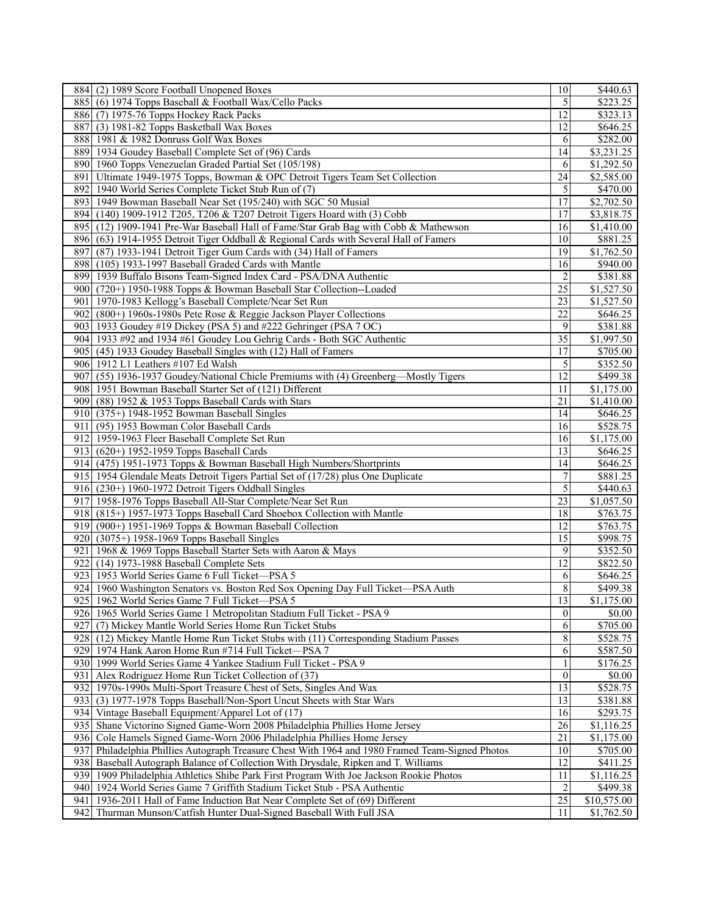| | | | |
|---|---|---|---|
| 884 | (2) 1989 Score Football Unopened Boxes | 10 | $440.63 |
| 885 | (6) 1974 Topps Baseball & Football Wax/Cello Packs | 5 | $223.25 |
| 886 | (7) 1975-76 Topps Hockey Rack Packs | 12 | $323.13 |
| 887 | (3) 1981-82 Topps Basketball Wax Boxes | 12 | $646.25 |
| 888 | 1981 & 1982 Donruss Golf Wax Boxes | 6 | $282.00 |
| 889 | 1934 Goudey Baseball Complete Set of (96) Cards | 14 | $3,231.25 |
| 890 | 1960 Topps Venezuelan Graded Partial Set (105/198) | 6 | $1,292.50 |
| 891 | Ultimate 1949-1975 Topps, Bowman & OPC Detroit Tigers Team Set Collection | 24 | $2,585.00 |
| 892 | 1940 World Series Complete Ticket Stub Run of (7) | 5 | $470.00 |
| 893 | 1949 Bowman Baseball Near Set (195/240) with SGC 50 Musial | 17 | $2,702.50 |
| 894 | (140) 1909-1912 T205, T206 & T207 Detroit Tigers Hoard with (3) Cobb | 17 | $3,818.75 |
| 895 | (12) 1909-1941 Pre-War Baseball Hall of Fame/Star Grab Bag with Cobb & Mathewson | 16 | $1,410.00 |
| 896 | (63) 1914-1955 Detroit Tiger Oddball & Regional Cards with Several Hall of Famers | 10 | $881.25 |
| 897 | (87) 1933-1941 Detroit Tiger Gum Cards with (34) Hall of Famers | 19 | $1,762.50 |
| 898 | (105) 1933-1997 Baseball Graded Cards with Mantle | 16 | $940.00 |
| 899 | 1939 Buffalo Bisons Team-Signed Index Card - PSA/DNA Authentic | 2 | $381.88 |
| 900 | (720+) 1950-1988 Topps & Bowman Baseball Star Collection--Loaded | 25 | $1,527.50 |
| 901 | 1970-1983 Kellogg's Baseball Complete/Near Set Run | 23 | $1,527.50 |
| 902 | (800+) 1960s-1980s Pete Rose & Reggie Jackson Player Collections | 22 | $646.25 |
| 903 | 1933 Goudey #19 Dickey (PSA 5) and #222 Gehringer (PSA 7 OC) | 9 | $381.88 |
| 904 | 1933 #92 and 1934 #61 Goudey Lou Gehrig Cards - Both SGC Authentic | 35 | $1,997.50 |
| 905 | (45) 1933 Goudey Baseball Singles with (12) Hall of Famers | 17 | $705.00 |
| 906 | 1912 L1 Leathers #107 Ed Walsh | 5 | $352.50 |
| 907 | (55) 1936-1937 Goudey/National Chicle Premiums with (4) Greenberg—Mostly Tigers | 12 | $499.38 |
| 908 | 1951 Bowman Baseball Starter Set of (121) Different | 11 | $1,175.00 |
| 909 | (88) 1952 & 1953 Topps Baseball Cards with Stars | 21 | $1,410.00 |
| 910 | (375+) 1948-1952 Bowman Baseball Singles | 14 | $646.25 |
| 911 | (95) 1953 Bowman Color Baseball Cards | 16 | $528.75 |
| 912 | 1959-1963 Fleer Baseball Complete Set Run | 16 | $1,175.00 |
| 913 | (620+) 1952-1959 Topps Baseball Cards | 13 | $646.25 |
| 914 | (475) 1951-1973 Topps & Bowman Baseball High Numbers/Shortprints | 14 | $646.25 |
| 915 | 1954 Glendale Meats Detroit Tigers Partial Set of (17/28) plus One Duplicate | 7 | $881.25 |
| 916 | (230+) 1960-1972 Detroit Tigers Oddball Singles | 5 | $440.63 |
| 917 | 1958-1976 Topps Baseball All-Star Complete/Near Set Run | 23 | $1,057.50 |
| 918 | (815+) 1957-1973 Topps Baseball Card Shoebox Collection with Mantle | 18 | $763.75 |
| 919 | (900+) 1951-1969 Topps & Bowman Baseball Collection | 12 | $763.75 |
| 920 | (3075+) 1958-1969 Topps Baseball Singles | 15 | $998.75 |
| 921 | 1968 & 1969 Topps Baseball Starter Sets with Aaron & Mays | 9 | $352.50 |
| 922 | (14) 1973-1988 Baseball Complete Sets | 12 | $822.50 |
| 923 | 1953 World Series Game 6 Full Ticket—PSA 5 | 6 | $646.25 |
| 924 | 1960 Washington Senators vs. Boston Red Sox Opening Day Full Ticket—PSA Auth | 8 | $499.38 |
| 925 | 1962 World Series Game 7 Full Ticket—PSA 5 | 13 | $1,175.00 |
| 926 | 1965 World Series Game 1 Metropolitan Stadium Full Ticket - PSA 9 | 0 | $0.00 |
| 927 | (7) Mickey Mantle World Series Home Run Ticket Stubs | 6 | $705.00 |
| 928 | (12) Mickey Mantle Home Run Ticket Stubs with (11) Corresponding Stadium Passes | 8 | $528.75 |
| 929 | 1974 Hank Aaron Home Run #714 Full Ticket—PSA 7 | 6 | $587.50 |
| 930 | 1999 World Series Game 4 Yankee Stadium Full Ticket - PSA 9 | 1 | $176.25 |
| 931 | Alex Rodriguez Home Run Ticket Collection of (37) | 0 | $0.00 |
| 932 | 1970s-1990s Multi-Sport Treasure Chest of Sets, Singles And Wax | 13 | $528.75 |
| 933 | (3) 1977-1978 Topps Baseball/Non-Sport Uncut Sheets with Star Wars | 13 | $381.88 |
| 934 | Vintage Baseball Equipment/Apparel Lot of (17) | 16 | $293.75 |
| 935 | Shane Victorino Signed Game-Worn 2008 Philadelphia Phillies Home Jersey | 26 | $1,116.25 |
| 936 | Cole Hamels Signed Game-Worn 2006 Philadelphia Phillies Home Jersey | 21 | $1,175.00 |
| 937 | Philadelphia Phillies Autograph Treasure Chest With 1964 and 1980 Framed Team-Signed Photos | 10 | $705.00 |
| 938 | Baseball Autograph Balance of Collection With Drysdale, Ripken and T. Williams | 12 | $411.25 |
| 939 | 1909 Philadelphia Athletics Shibe Park First Program With Joe Jackson Rookie Photos | 11 | $1,116.25 |
| 940 | 1924 World Series Game 7 Griffith Stadium Ticket Stub - PSA Authentic | 2 | $499.38 |
| 941 | 1936-2011 Hall of Fame Induction Bat Near Complete Set of (69) Different | 25 | $10,575.00 |
| 942 | Thurman Munson/Catfish Hunter Dual-Signed Baseball With Full JSA | 11 | $1,762.50 |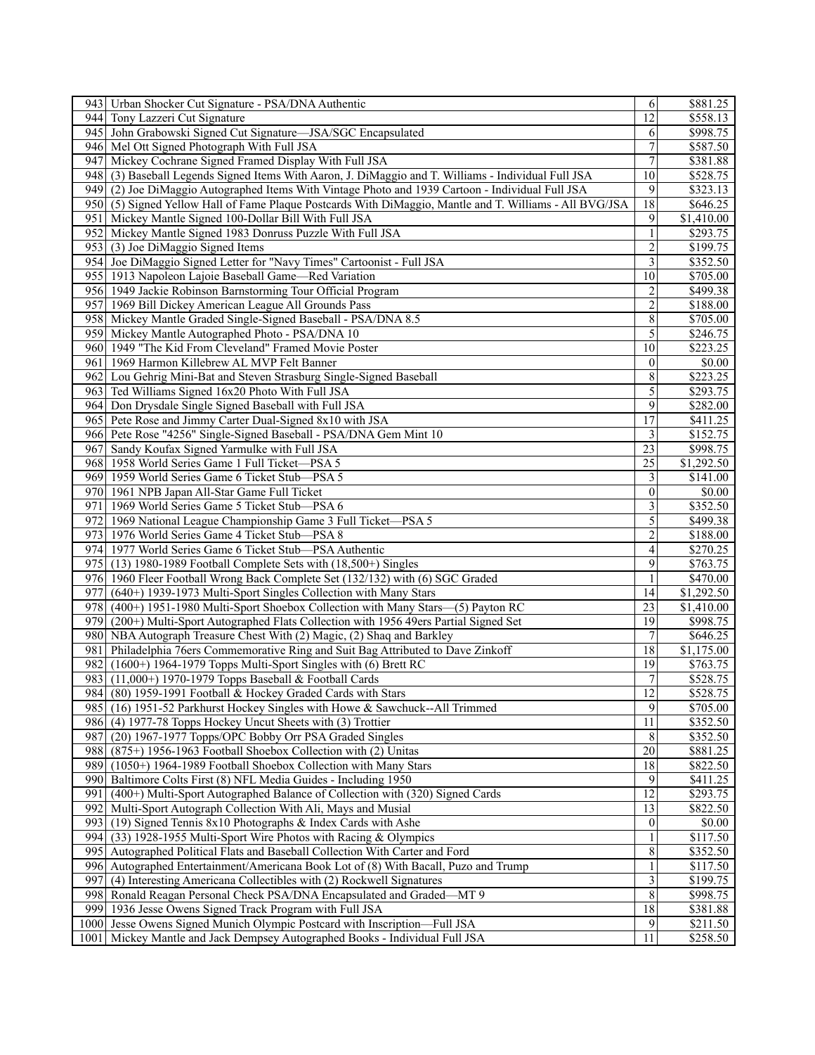| | | | |
|---|---|---|---|
| 943 | Urban Shocker Cut Signature - PSA/DNA Authentic | 6 | $881.25 |
| 944 | Tony Lazzeri Cut Signature | 12 | $558.13 |
| 945 | John Grabowski Signed Cut Signature—JSA/SGC Encapsulated | 6 | $998.75 |
| 946 | Mel Ott Signed Photograph With Full JSA | 7 | $587.50 |
| 947 | Mickey Cochrane Signed Framed Display With Full JSA | 7 | $381.88 |
| 948 | (3) Baseball Legends Signed Items With Aaron, J. DiMaggio and T. Williams - Individual Full JSA | 10 | $528.75 |
| 949 | (2) Joe DiMaggio Autographed Items With Vintage Photo and 1939 Cartoon - Individual Full JSA | 9 | $323.13 |
| 950 | (5) Signed Yellow Hall of Fame Plaque Postcards With DiMaggio, Mantle and T. Williams - All BVG/JSA | 18 | $646.25 |
| 951 | Mickey Mantle Signed 100-Dollar Bill With Full JSA | 9 | $1,410.00 |
| 952 | Mickey Mantle Signed 1983 Donruss Puzzle With Full JSA | 1 | $293.75 |
| 953 | (3) Joe DiMaggio Signed Items | 2 | $199.75 |
| 954 | Joe DiMaggio Signed Letter for "Navy Times" Cartoonist - Full JSA | 3 | $352.50 |
| 955 | 1913 Napoleon Lajoie Baseball Game—Red Variation | 10 | $705.00 |
| 956 | 1949 Jackie Robinson Barnstorming Tour Official Program | 2 | $499.38 |
| 957 | 1969 Bill Dickey American League All Grounds Pass | 2 | $188.00 |
| 958 | Mickey Mantle Graded Single-Signed Baseball - PSA/DNA 8.5 | 8 | $705.00 |
| 959 | Mickey Mantle Autographed Photo - PSA/DNA 10 | 5 | $246.75 |
| 960 | 1949 "The Kid From Cleveland" Framed Movie Poster | 10 | $223.25 |
| 961 | 1969 Harmon Killebrew AL MVP Felt Banner | 0 | $0.00 |
| 962 | Lou Gehrig Mini-Bat and Steven Strasburg Single-Signed Baseball | 8 | $223.25 |
| 963 | Ted Williams Signed 16x20 Photo With Full JSA | 5 | $293.75 |
| 964 | Don Drysdale Single Signed Baseball with Full JSA | 9 | $282.00 |
| 965 | Pete Rose and Jimmy Carter Dual-Signed 8x10 with JSA | 17 | $411.25 |
| 966 | Pete Rose "4256" Single-Signed Baseball - PSA/DNA Gem Mint 10 | 3 | $152.75 |
| 967 | Sandy Koufax Signed Yarmulke with Full JSA | 23 | $998.75 |
| 968 | 1958 World Series Game 1 Full Ticket—PSA 5 | 25 | $1,292.50 |
| 969 | 1959 World Series Game 6 Ticket Stub—PSA 5 | 3 | $141.00 |
| 970 | 1961 NPB Japan All-Star Game Full Ticket | 0 | $0.00 |
| 971 | 1969 World Series Game 5 Ticket Stub—PSA 6 | 3 | $352.50 |
| 972 | 1969 National League Championship Game 3 Full Ticket—PSA 5 | 5 | $499.38 |
| 973 | 1976 World Series Game 4 Ticket Stub—PSA 8 | 2 | $188.00 |
| 974 | 1977 World Series Game 6 Ticket Stub—PSA Authentic | 4 | $270.25 |
| 975 | (13) 1980-1989 Football Complete Sets with (18,500+) Singles | 9 | $763.75 |
| 976 | 1960 Fleer Football Wrong Back Complete Set (132/132) with (6) SGC Graded | 1 | $470.00 |
| 977 | (640+) 1939-1973 Multi-Sport Singles Collection with Many Stars | 14 | $1,292.50 |
| 978 | (400+) 1951-1980 Multi-Sport Shoebox Collection with Many Stars—(5) Payton RC | 23 | $1,410.00 |
| 979 | (200+) Multi-Sport Autographed Flats Collection with 1956 49ers Partial Signed Set | 19 | $998.75 |
| 980 | NBA Autograph Treasure Chest With (2) Magic, (2) Shaq and Barkley | 7 | $646.25 |
| 981 | Philadelphia 76ers Commemorative Ring and Suit Bag Attributed to Dave Zinkoff | 18 | $1,175.00 |
| 982 | (1600+) 1964-1979 Topps Multi-Sport Singles with (6) Brett RC | 19 | $763.75 |
| 983 | (11,000+) 1970-1979 Topps Baseball & Football Cards | 7 | $528.75 |
| 984 | (80) 1959-1991 Football & Hockey Graded Cards with Stars | 12 | $528.75 |
| 985 | (16) 1951-52 Parkhurst Hockey Singles with Howe & Sawchuck--All Trimmed | 9 | $705.00 |
| 986 | (4) 1977-78 Topps Hockey Uncut Sheets with (3) Trottier | 11 | $352.50 |
| 987 | (20) 1967-1977 Topps/OPC Bobby Orr PSA Graded Singles | 8 | $352.50 |
| 988 | (875+) 1956-1963 Football Shoebox Collection with (2) Unitas | 20 | $881.25 |
| 989 | (1050+) 1964-1989 Football Shoebox Collection with Many Stars | 18 | $822.50 |
| 990 | Baltimore Colts First (8) NFL Media Guides - Including 1950 | 9 | $411.25 |
| 991 | (400+) Multi-Sport Autographed Balance of Collection with (320) Signed Cards | 12 | $293.75 |
| 992 | Multi-Sport Autograph Collection With Ali, Mays and Musial | 13 | $822.50 |
| 993 | (19) Signed Tennis 8x10 Photographs & Index Cards with Ashe | 0 | $0.00 |
| 994 | (33) 1928-1955 Multi-Sport Wire Photos with Racing & Olympics | 1 | $117.50 |
| 995 | Autographed Political Flats and Baseball Collection With Carter and Ford | 8 | $352.50 |
| 996 | Autographed Entertainment/Americana Book Lot of (8) With Bacall, Puzo and Trump | 1 | $117.50 |
| 997 | (4) Interesting Americana Collectibles with (2) Rockwell Signatures | 3 | $199.75 |
| 998 | Ronald Reagan Personal Check PSA/DNA Encapsulated and Graded—MT 9 | 8 | $998.75 |
| 999 | 1936 Jesse Owens Signed Track Program with Full JSA | 18 | $381.88 |
| 1000 | Jesse Owens Signed Munich Olympic Postcard with Inscription—Full JSA | 9 | $211.50 |
| 1001 | Mickey Mantle and Jack Dempsey Autographed Books - Individual Full JSA | 11 | $258.50 |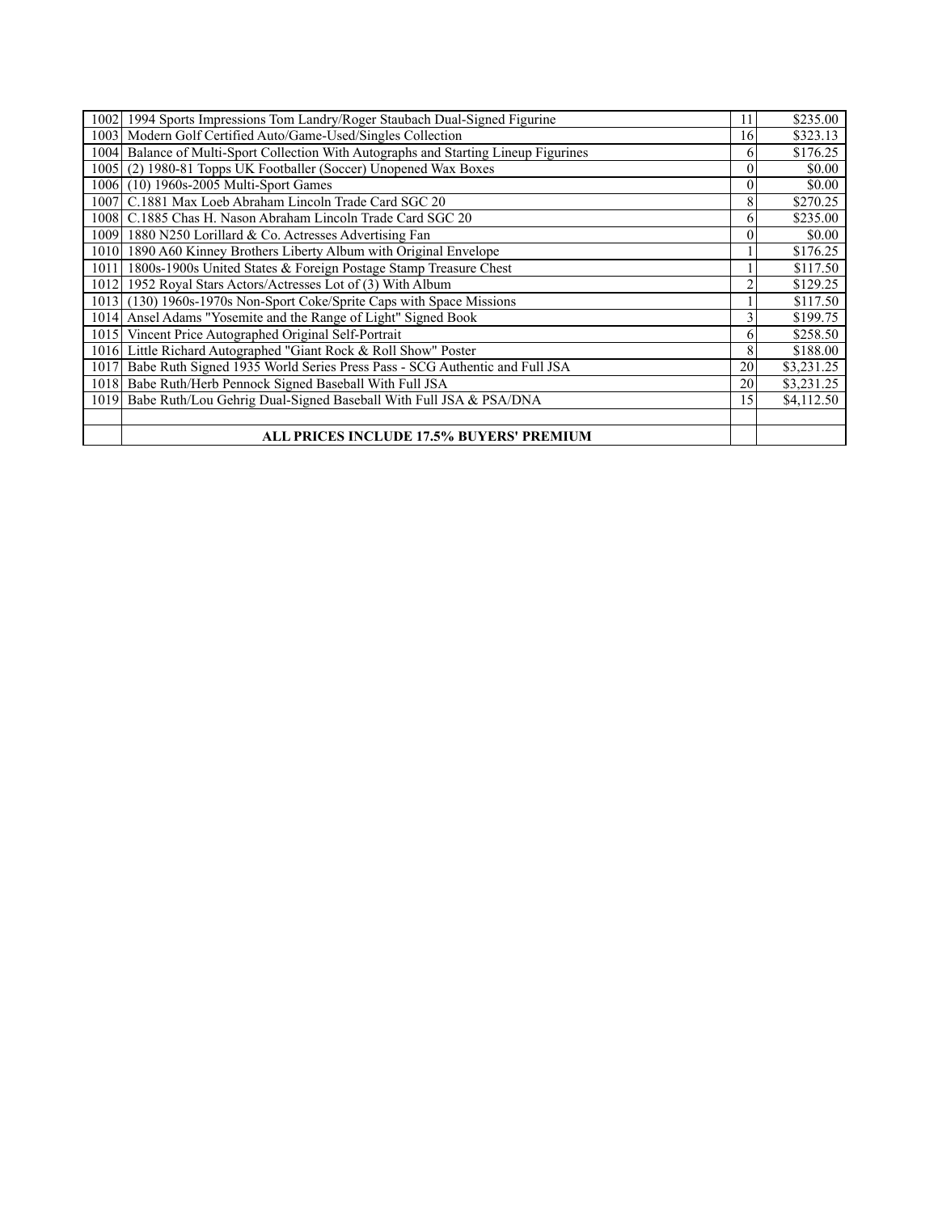| | | | |
|---|---|---|---|
| 1002 | 1994 Sports Impressions Tom Landry/Roger Staubach Dual-Signed Figurine | 11 | $235.00 |
| 1003 | Modern Golf Certified Auto/Game-Used/Singles Collection | 16 | $323.13 |
| 1004 | Balance of Multi-Sport Collection With Autographs and Starting Lineup Figurines | 6 | $176.25 |
| 1005 | (2) 1980-81 Topps UK Footballer (Soccer) Unopened Wax Boxes | 0 | $0.00 |
| 1006 | (10) 1960s-2005 Multi-Sport Games | 0 | $0.00 |
| 1007 | C.1881 Max Loeb Abraham Lincoln Trade Card SGC 20 | 8 | $270.25 |
| 1008 | C.1885 Chas H. Nason Abraham Lincoln Trade Card SGC 20 | 6 | $235.00 |
| 1009 | 1880 N250 Lorillard & Co. Actresses Advertising Fan | 0 | $0.00 |
| 1010 | 1890 A60 Kinney Brothers Liberty Album with Original Envelope | 1 | $176.25 |
| 1011 | 1800s-1900s United States & Foreign Postage Stamp Treasure Chest | 1 | $117.50 |
| 1012 | 1952 Royal Stars Actors/Actresses Lot of (3) With Album | 2 | $129.25 |
| 1013 | (130) 1960s-1970s Non-Sport Coke/Sprite Caps with Space Missions | 1 | $117.50 |
| 1014 | Ansel Adams "Yosemite and the Range of Light" Signed Book | 3 | $199.75 |
| 1015 | Vincent Price Autographed Original Self-Portrait | 6 | $258.50 |
| 1016 | Little Richard Autographed "Giant Rock & Roll Show" Poster | 8 | $188.00 |
| 1017 | Babe Ruth Signed 1935 World Series Press Pass - SCG Authentic and Full JSA | 20 | $3,231.25 |
| 1018 | Babe Ruth/Herb Pennock Signed Baseball With Full JSA | 20 | $3,231.25 |
| 1019 | Babe Ruth/Lou Gehrig Dual-Signed Baseball With Full JSA & PSA/DNA | 15 | $4,112.50 |
| | | | |
| | **ALL PRICES INCLUDE 17.5% BUYERS' PREMIUM** | | |